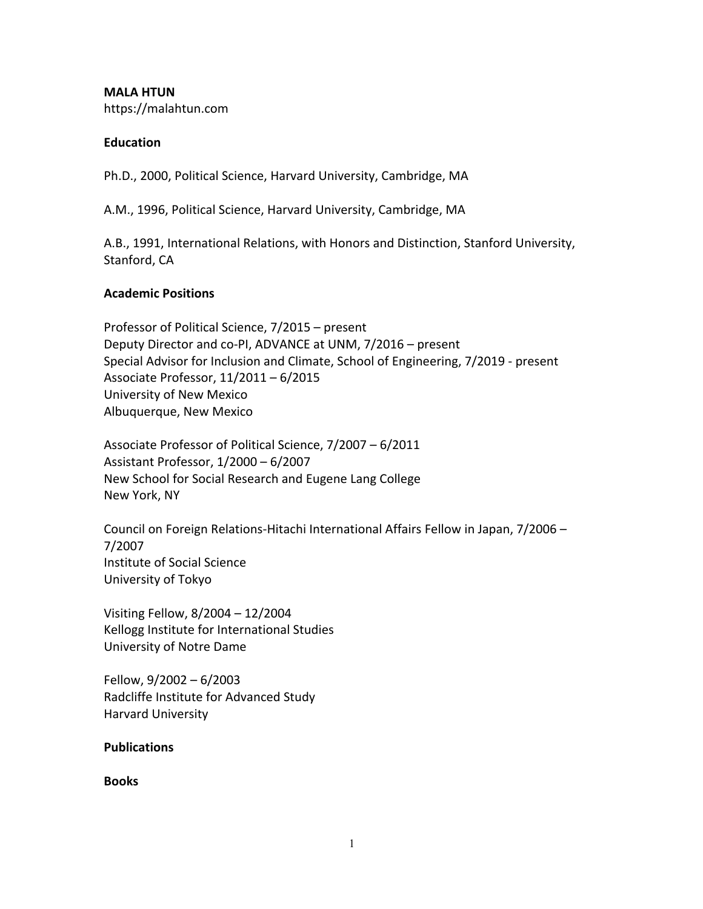**MALA HTUN**
https://malahtun.com

## Education

Ph.D., 2000, Political Science, Harvard University, Cambridge, MA

A.M., 1996, Political Science, Harvard University, Cambridge, MA

A.B., 1991, International Relations, with Honors and Distinction, Stanford University, Stanford, CA

## Academic Positions

Professor of Political Science, 7/2015 – present
Deputy Director and co-PI, ADVANCE at UNM, 7/2016 – present
Special Advisor for Inclusion and Climate, School of Engineering, 7/2019 - present
Associate Professor, 11/2011 – 6/2015
University of New Mexico
Albuquerque, New Mexico

Associate Professor of Political Science, 7/2007 – 6/2011
Assistant Professor, 1/2000 – 6/2007
New School for Social Research and Eugene Lang College
New York, NY

Council on Foreign Relations-Hitachi International Affairs Fellow in Japan, 7/2006 – 7/2007
Institute of Social Science
University of Tokyo

Visiting Fellow, 8/2004 – 12/2004
Kellogg Institute for International Studies
University of Notre Dame

Fellow, 9/2002 – 6/2003
Radcliffe Institute for Advanced Study
Harvard University

## Publications

### Books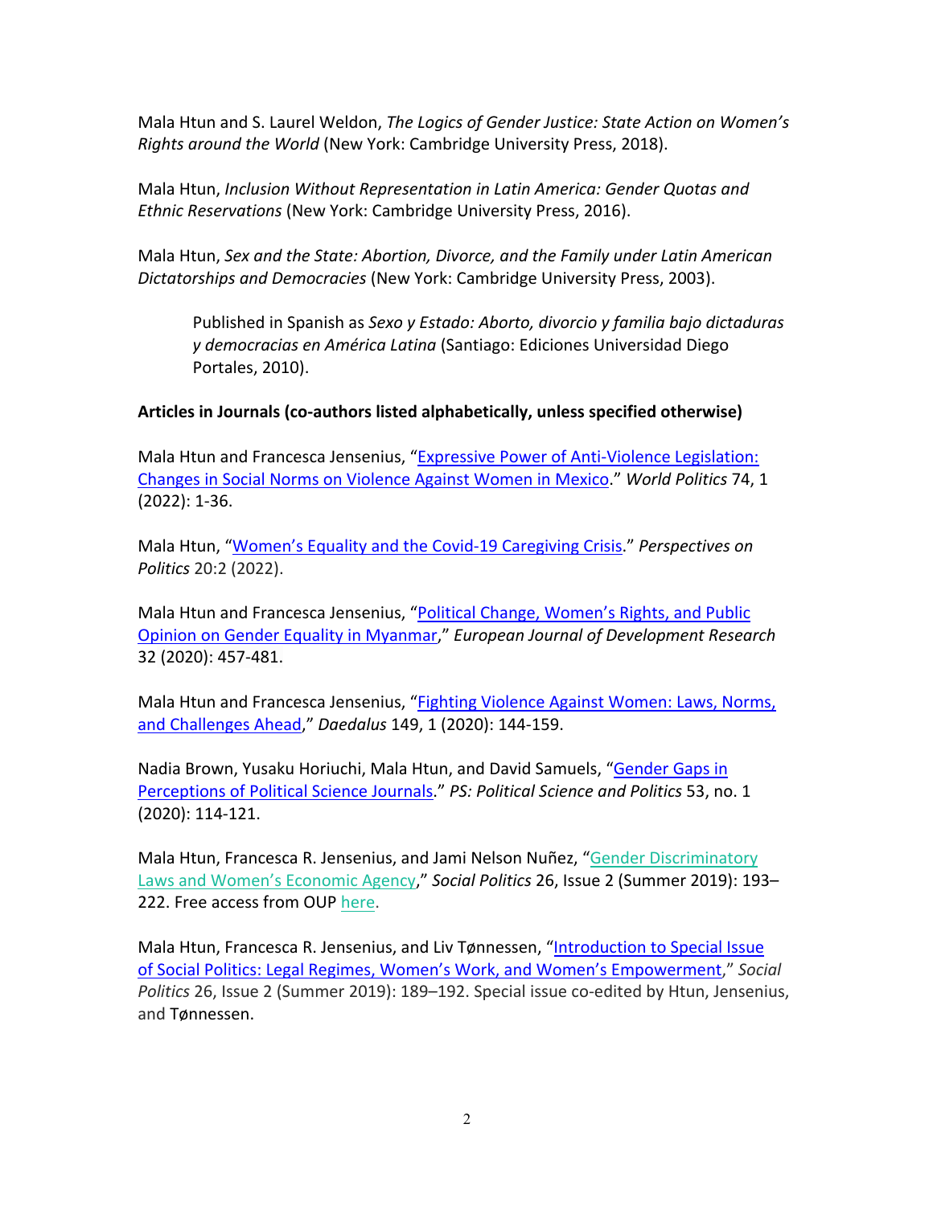Mala Htun and S. Laurel Weldon, *The Logics of Gender Justice: State Action on Women's Rights around the World* (New York: Cambridge University Press, 2018).

Mala Htun, *Inclusion Without Representation in Latin America: Gender Quotas and Ethnic Reservations* (New York: Cambridge University Press, 2016).

Mala Htun, *Sex and the State: Abortion, Divorce, and the Family under Latin American Dictatorships and Democracies* (New York: Cambridge University Press, 2003).

> Published in Spanish as *Sexo y Estado: Aborto, divorcio y familia bajo dictaduras y democracias en América Latina* (Santiago: Ediciones Universidad Diego Portales, 2010).

**Articles in Journals (co-authors listed alphabetically, unless specified otherwise)**

Mala Htun and Francesca Jensenius, "Expressive Power of Anti-Violence Legislation: Changes in Social Norms on Violence Against Women in Mexico." *World Politics* 74, 1 (2022): 1-36.

Mala Htun, "Women's Equality and the Covid-19 Caregiving Crisis." *Perspectives on Politics* 20:2 (2022).

Mala Htun and Francesca Jensenius, "Political Change, Women's Rights, and Public Opinion on Gender Equality in Myanmar," *European Journal of Development Research* 32 (2020): 457-481.

Mala Htun and Francesca Jensenius, "Fighting Violence Against Women: Laws, Norms, and Challenges Ahead," *Daedalus* 149, 1 (2020): 144-159.

Nadia Brown, Yusaku Horiuchi, Mala Htun, and David Samuels, "Gender Gaps in Perceptions of Political Science Journals." *PS: Political Science and Politics* 53, no. 1 (2020): 114-121.

Mala Htun, Francesca R. Jensenius, and Jami Nelson Nuñez, "Gender Discriminatory Laws and Women's Economic Agency," *Social Politics* 26, Issue 2 (Summer 2019): 193–222. Free access from OUP here.

Mala Htun, Francesca R. Jensenius, and Liv Tønnessen, "Introduction to Special Issue of Social Politics: Legal Regimes, Women's Work, and Women's Empowerment," *Social Politics* 26, Issue 2 (Summer 2019): 189–192. Special issue co-edited by Htun, Jensenius, and Tønnessen.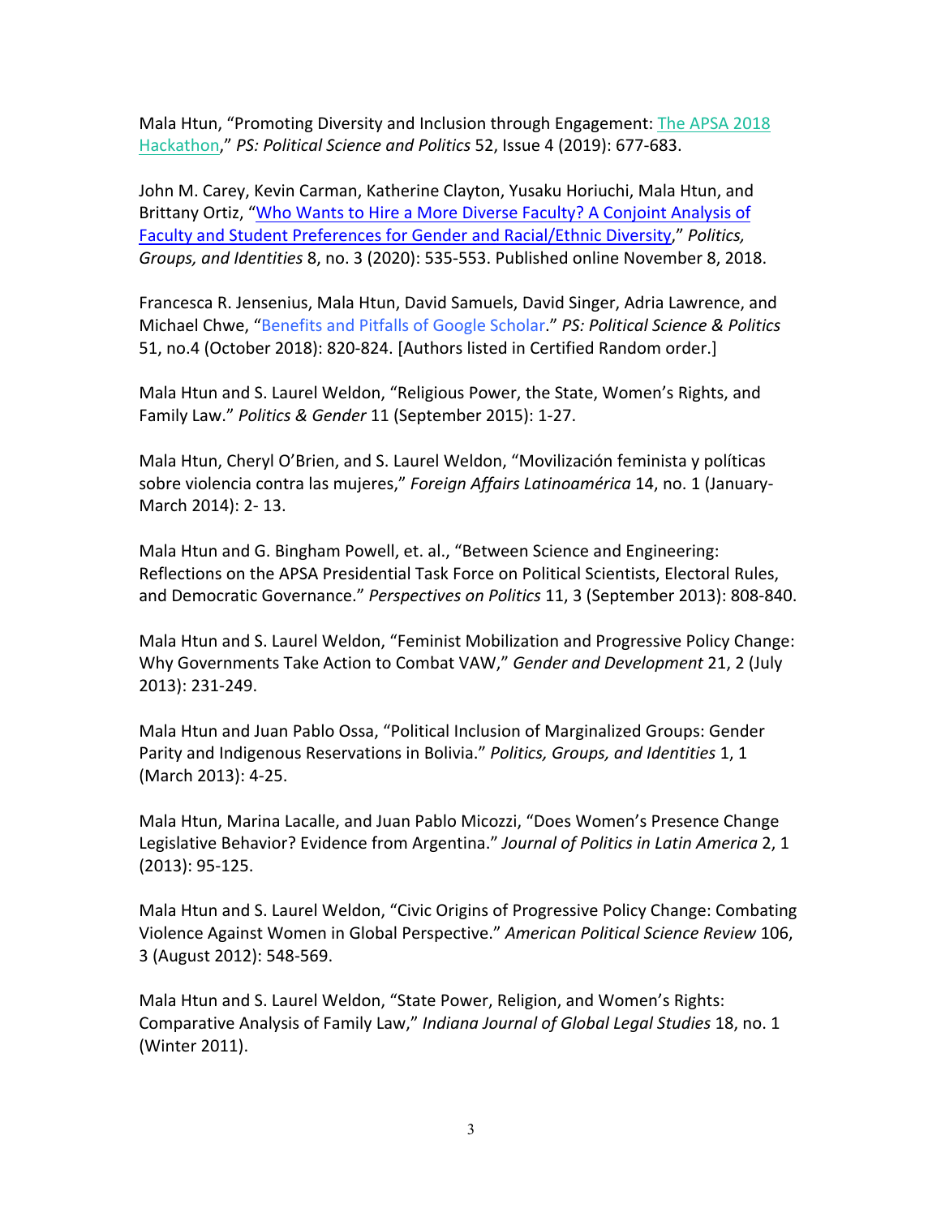Mala Htun, "Promoting Diversity and Inclusion through Engagement: The APSA 2018 Hackathon," *PS: Political Science and Politics* 52, Issue 4 (2019): 677-683.

John M. Carey, Kevin Carman, Katherine Clayton, Yusaku Horiuchi, Mala Htun, and Brittany Ortiz, "Who Wants to Hire a More Diverse Faculty? A Conjoint Analysis of Faculty and Student Preferences for Gender and Racial/Ethnic Diversity," *Politics, Groups, and Identities* 8, no. 3 (2020): 535-553. Published online November 8, 2018.

Francesca R. Jensenius, Mala Htun, David Samuels, David Singer, Adria Lawrence, and Michael Chwe, "Benefits and Pitfalls of Google Scholar." *PS: Political Science & Politics* 51, no.4 (October 2018): 820-824. [Authors listed in Certified Random order.]

Mala Htun and S. Laurel Weldon, "Religious Power, the State, Women's Rights, and Family Law." *Politics & Gender* 11 (September 2015): 1-27.

Mala Htun, Cheryl O'Brien, and S. Laurel Weldon, "Movilización feminista y políticas sobre violencia contra las mujeres," *Foreign Affairs Latinoamérica* 14, no. 1 (January-March 2014): 2- 13.

Mala Htun and G. Bingham Powell, et. al., "Between Science and Engineering: Reflections on the APSA Presidential Task Force on Political Scientists, Electoral Rules, and Democratic Governance." *Perspectives on Politics* 11, 3 (September 2013): 808-840.

Mala Htun and S. Laurel Weldon, "Feminist Mobilization and Progressive Policy Change: Why Governments Take Action to Combat VAW," *Gender and Development* 21, 2 (July 2013): 231-249.

Mala Htun and Juan Pablo Ossa, "Political Inclusion of Marginalized Groups: Gender Parity and Indigenous Reservations in Bolivia." *Politics, Groups, and Identities* 1, 1 (March 2013): 4-25.

Mala Htun, Marina Lacalle, and Juan Pablo Micozzi, "Does Women's Presence Change Legislative Behavior? Evidence from Argentina." *Journal of Politics in Latin America* 2, 1 (2013): 95-125.

Mala Htun and S. Laurel Weldon, "Civic Origins of Progressive Policy Change: Combating Violence Against Women in Global Perspective." *American Political Science Review* 106, 3 (August 2012): 548-569.

Mala Htun and S. Laurel Weldon, "State Power, Religion, and Women's Rights: Comparative Analysis of Family Law," *Indiana Journal of Global Legal Studies* 18, no. 1 (Winter 2011).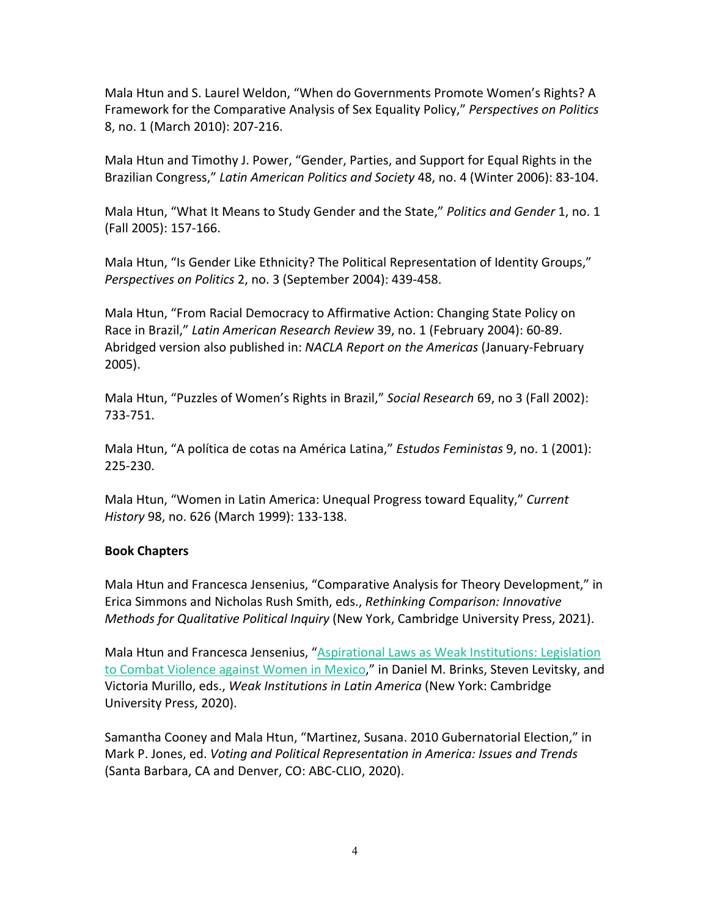Mala Htun and S. Laurel Weldon, "When do Governments Promote Women's Rights? A Framework for the Comparative Analysis of Sex Equality Policy," *Perspectives on Politics* 8, no. 1 (March 2010): 207-216.

Mala Htun and Timothy J. Power, "Gender, Parties, and Support for Equal Rights in the Brazilian Congress," *Latin American Politics and Society* 48, no. 4 (Winter 2006): 83-104.

Mala Htun, "What It Means to Study Gender and the State," *Politics and Gender* 1, no. 1 (Fall 2005): 157-166.

Mala Htun, "Is Gender Like Ethnicity? The Political Representation of Identity Groups," *Perspectives on Politics* 2, no. 3 (September 2004): 439-458.

Mala Htun, "From Racial Democracy to Affirmative Action: Changing State Policy on Race in Brazil," *Latin American Research Review* 39, no. 1 (February 2004): 60-89. Abridged version also published in: *NACLA Report on the Americas* (January-February 2005).

Mala Htun, "Puzzles of Women's Rights in Brazil," *Social Research* 69, no 3 (Fall 2002): 733-751.

Mala Htun, "A política de cotas na América Latina," *Estudos Feministas* 9, no. 1 (2001): 225-230.

Mala Htun, "Women in Latin America: Unequal Progress toward Equality," *Current History* 98, no. 626 (March 1999): 133-138.

**Book Chapters**

Mala Htun and Francesca Jensenius, "Comparative Analysis for Theory Development," in Erica Simmons and Nicholas Rush Smith, eds., *Rethinking Comparison: Innovative Methods for Qualitative Political Inquiry* (New York, Cambridge University Press, 2021).

Mala Htun and Francesca Jensenius, "Aspirational Laws as Weak Institutions: Legislation to Combat Violence against Women in Mexico," in Daniel M. Brinks, Steven Levitsky, and Victoria Murillo, eds., *Weak Institutions in Latin America* (New York: Cambridge University Press, 2020).

Samantha Cooney and Mala Htun, "Martinez, Susana. 2010 Gubernatorial Election," in Mark P. Jones, ed. *Voting and Political Representation in America: Issues and Trends* (Santa Barbara, CA and Denver, CO: ABC-CLIO, 2020).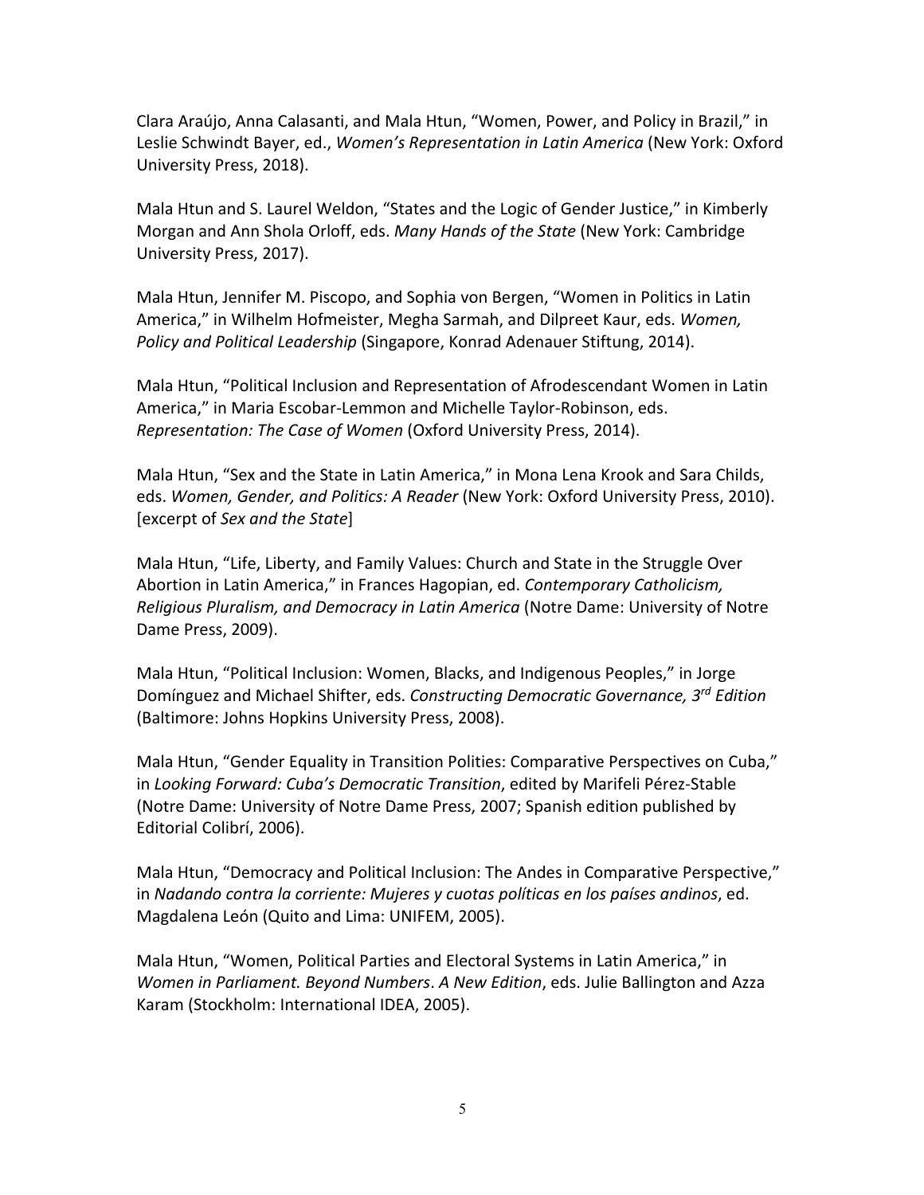Clara Araújo, Anna Calasanti, and Mala Htun, "Women, Power, and Policy in Brazil," in Leslie Schwindt Bayer, ed., *Women's Representation in Latin America* (New York: Oxford University Press, 2018).

Mala Htun and S. Laurel Weldon, "States and the Logic of Gender Justice," in Kimberly Morgan and Ann Shola Orloff, eds. *Many Hands of the State* (New York: Cambridge University Press, 2017).

Mala Htun, Jennifer M. Piscopo, and Sophia von Bergen, "Women in Politics in Latin America," in Wilhelm Hofmeister, Megha Sarmah, and Dilpreet Kaur, eds. *Women, Policy and Political Leadership* (Singapore, Konrad Adenauer Stiftung, 2014).

Mala Htun, "Political Inclusion and Representation of Afrodescendant Women in Latin America," in Maria Escobar-Lemmon and Michelle Taylor-Robinson, eds. *Representation: The Case of Women* (Oxford University Press, 2014).

Mala Htun, "Sex and the State in Latin America," in Mona Lena Krook and Sara Childs, eds. *Women, Gender, and Politics: A Reader* (New York: Oxford University Press, 2010). [excerpt of *Sex and the State*]

Mala Htun, "Life, Liberty, and Family Values: Church and State in the Struggle Over Abortion in Latin America," in Frances Hagopian, ed. *Contemporary Catholicism, Religious Pluralism, and Democracy in Latin America* (Notre Dame: University of Notre Dame Press, 2009).

Mala Htun, "Political Inclusion: Women, Blacks, and Indigenous Peoples," in Jorge Domínguez and Michael Shifter, eds. *Constructing Democratic Governance, 3rd Edition* (Baltimore: Johns Hopkins University Press, 2008).

Mala Htun, "Gender Equality in Transition Polities: Comparative Perspectives on Cuba," in *Looking Forward: Cuba's Democratic Transition*, edited by Marifeli Pérez-Stable (Notre Dame: University of Notre Dame Press, 2007; Spanish edition published by Editorial Colibrí, 2006).

Mala Htun, "Democracy and Political Inclusion: The Andes in Comparative Perspective," in *Nadando contra la corriente: Mujeres y cuotas políticas en los países andinos*, ed. Magdalena León (Quito and Lima: UNIFEM, 2005).

Mala Htun, "Women, Political Parties and Electoral Systems in Latin America," in *Women in Parliament. Beyond Numbers*. *A New Edition*, eds. Julie Ballington and Azza Karam (Stockholm: International IDEA, 2005).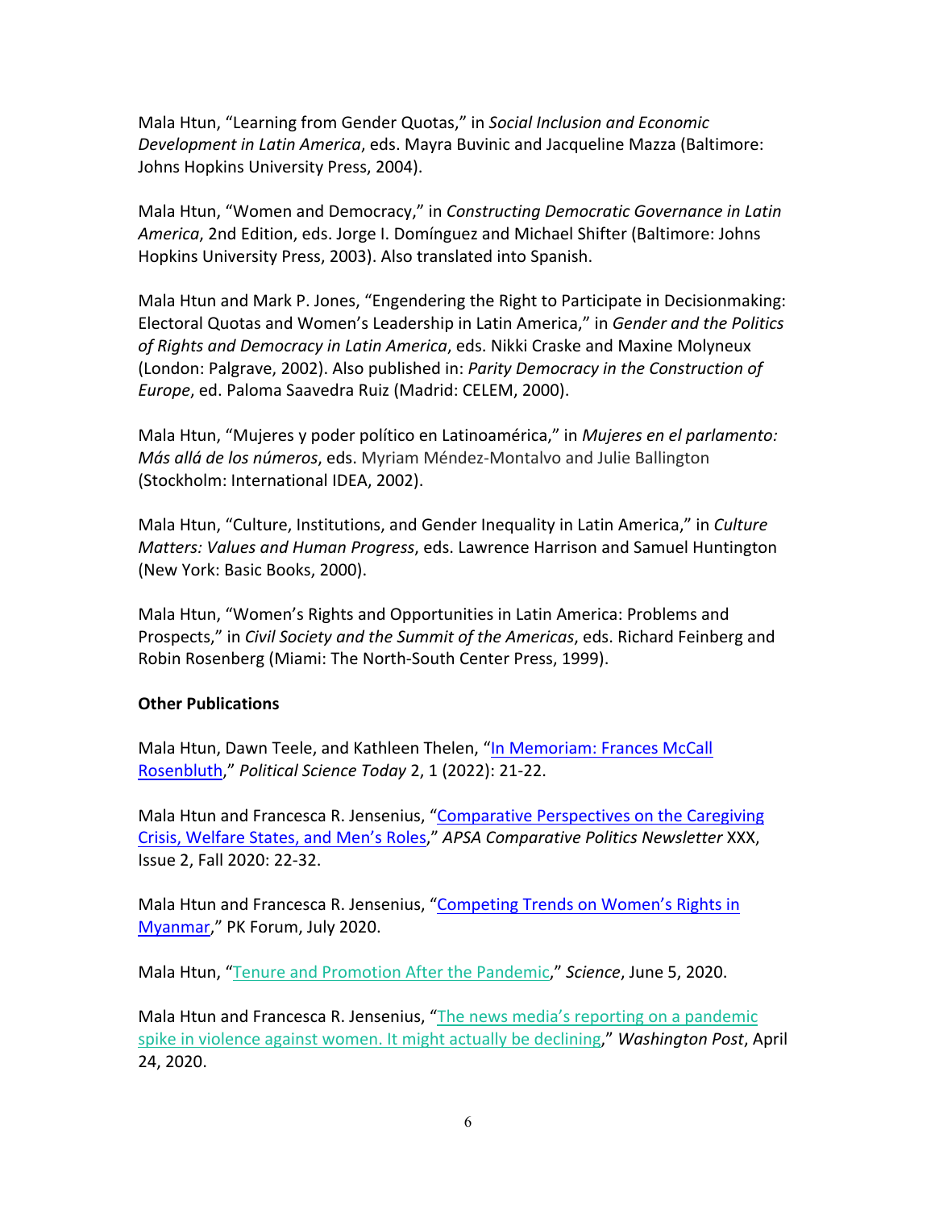Mala Htun, "Learning from Gender Quotas," in *Social Inclusion and Economic Development in Latin America*, eds. Mayra Buvinic and Jacqueline Mazza (Baltimore: Johns Hopkins University Press, 2004).

Mala Htun, "Women and Democracy," in *Constructing Democratic Governance in Latin America*, 2nd Edition, eds. Jorge I. Domínguez and Michael Shifter (Baltimore: Johns Hopkins University Press, 2003). Also translated into Spanish.

Mala Htun and Mark P. Jones, "Engendering the Right to Participate in Decisionmaking: Electoral Quotas and Women's Leadership in Latin America," in *Gender and the Politics of Rights and Democracy in Latin America*, eds. Nikki Craske and Maxine Molyneux (London: Palgrave, 2002). Also published in: *Parity Democracy in the Construction of Europe*, ed. Paloma Saavedra Ruiz (Madrid: CELEM, 2000).

Mala Htun, "Mujeres y poder político en Latinoamérica," in *Mujeres en el parlamento: Más allá de los números*, eds. Myriam Méndez-Montalvo and Julie Ballington (Stockholm: International IDEA, 2002).

Mala Htun, "Culture, Institutions, and Gender Inequality in Latin America," in *Culture Matters: Values and Human Progress*, eds. Lawrence Harrison and Samuel Huntington (New York: Basic Books, 2000).

Mala Htun, "Women's Rights and Opportunities in Latin America: Problems and Prospects," in *Civil Society and the Summit of the Americas*, eds. Richard Feinberg and Robin Rosenberg (Miami: The North-South Center Press, 1999).

**Other Publications**

Mala Htun, Dawn Teele, and Kathleen Thelen, "In Memoriam: Frances McCall Rosenbluth," *Political Science Today* 2, 1 (2022): 21-22.

Mala Htun and Francesca R. Jensenius, "Comparative Perspectives on the Caregiving Crisis, Welfare States, and Men's Roles," *APSA Comparative Politics Newsletter* XXX, Issue 2, Fall 2020: 22-32.

Mala Htun and Francesca R. Jensenius, "Competing Trends on Women's Rights in Myanmar," PK Forum, July 2020.

Mala Htun, "Tenure and Promotion After the Pandemic," *Science*, June 5, 2020.

Mala Htun and Francesca R. Jensenius, "The news media's reporting on a pandemic spike in violence against women. It might actually be declining," *Washington Post*, April 24, 2020.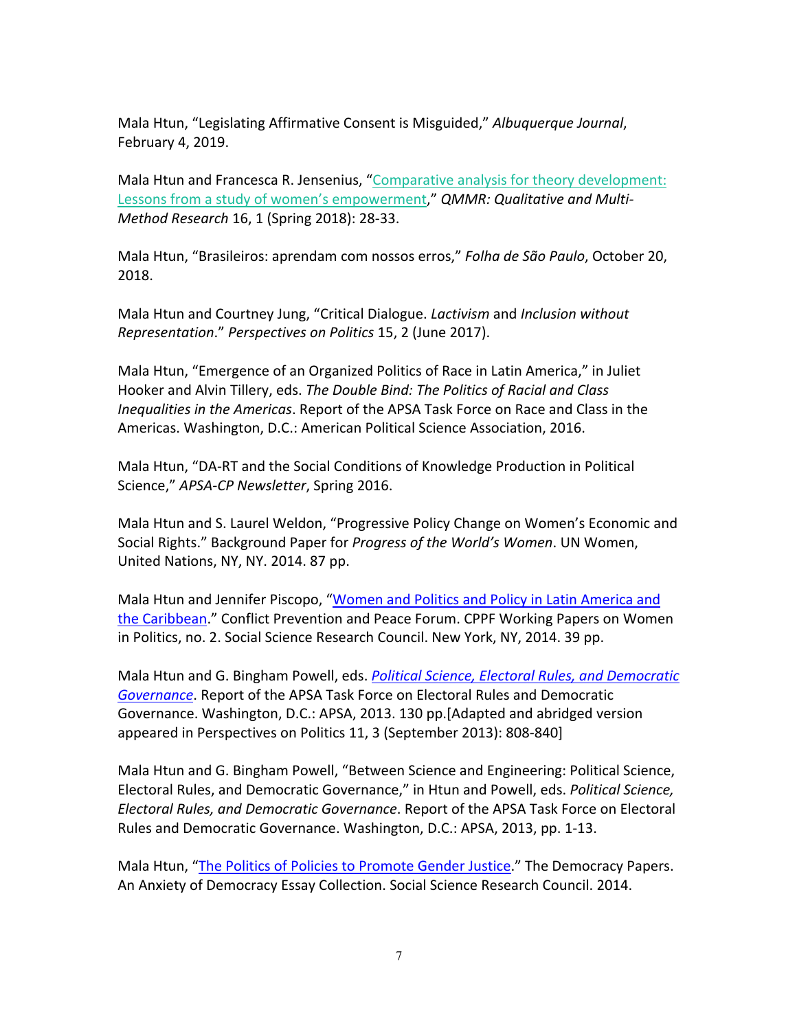Mala Htun, "Legislating Affirmative Consent is Misguided," *Albuquerque Journal*, February 4, 2019.

Mala Htun and Francesca R. Jensenius, "[Comparative analysis for theory development: Lessons from a study of women's empowerment]," *QMMR: Qualitative and Multi-Method Research* 16, 1 (Spring 2018): 28-33.

Mala Htun, "Brasileiros: aprendam com nossos erros," *Folha de São Paulo*, October 20, 2018.

Mala Htun and Courtney Jung, "Critical Dialogue. *Lactivism* and *Inclusion without Representation*." *Perspectives on Politics* 15, 2 (June 2017).

Mala Htun, "Emergence of an Organized Politics of Race in Latin America," in Juliet Hooker and Alvin Tillery, eds. *The Double Bind: The Politics of Racial and Class Inequalities in the Americas*. Report of the APSA Task Force on Race and Class in the Americas. Washington, D.C.: American Political Science Association, 2016.

Mala Htun, "DA-RT and the Social Conditions of Knowledge Production in Political Science," *APSA-CP Newsletter*, Spring 2016.

Mala Htun and S. Laurel Weldon, "Progressive Policy Change on Women's Economic and Social Rights." Background Paper for *Progress of the World's Women*. UN Women, United Nations, NY, NY. 2014. 87 pp.

Mala Htun and Jennifer Piscopo, "[Women and Politics and Policy in Latin America and the Caribbean]." Conflict Prevention and Peace Forum. CPPF Working Papers on Women in Politics, no. 2. Social Science Research Council. New York, NY, 2014. 39 pp.

Mala Htun and G. Bingham Powell, eds. *[Political Science, Electoral Rules, and Democratic Governance]*. Report of the APSA Task Force on Electoral Rules and Democratic Governance. Washington, D.C.: APSA, 2013. 130 pp.[Adapted and abridged version appeared in Perspectives on Politics 11, 3 (September 2013): 808-840]

Mala Htun and G. Bingham Powell, "Between Science and Engineering: Political Science, Electoral Rules, and Democratic Governance," in Htun and Powell, eds. *Political Science, Electoral Rules, and Democratic Governance*. Report of the APSA Task Force on Electoral Rules and Democratic Governance. Washington, D.C.: APSA, 2013, pp. 1-13.

Mala Htun, "[The Politics of Policies to Promote Gender Justice]." The Democracy Papers. An Anxiety of Democracy Essay Collection. Social Science Research Council. 2014.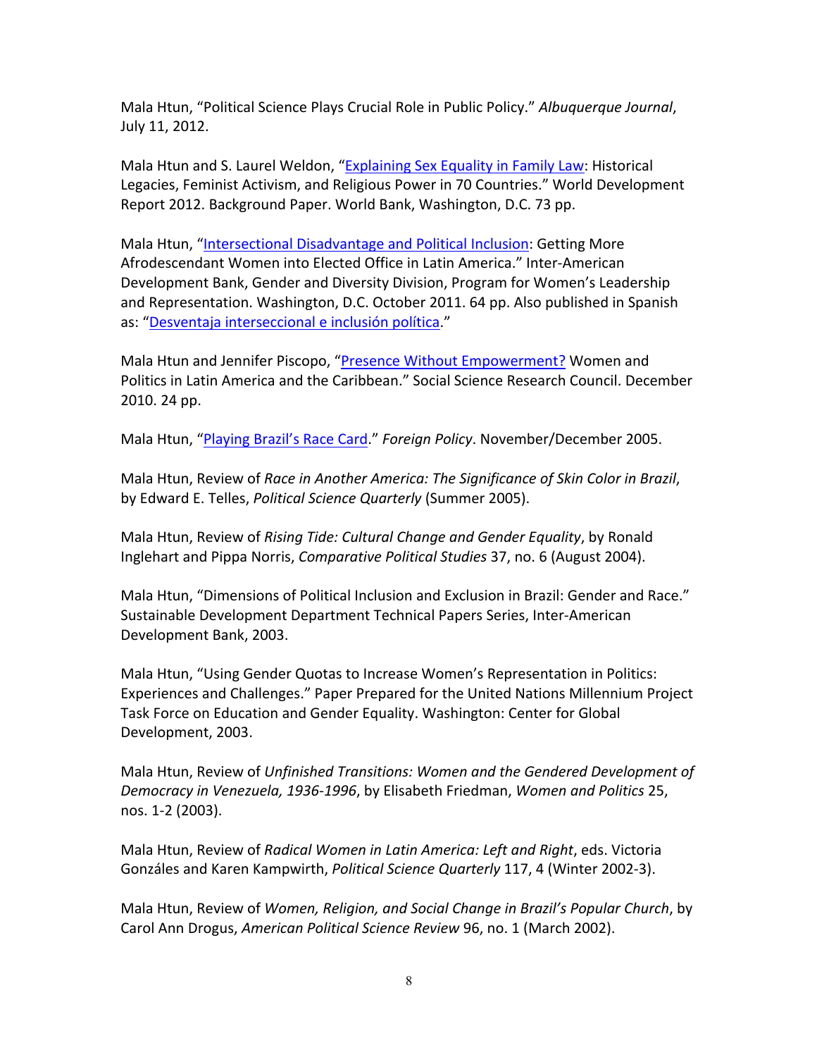Mala Htun, "Political Science Plays Crucial Role in Public Policy." *Albuquerque Journal*, July 11, 2012.

Mala Htun and S. Laurel Weldon, "Explaining Sex Equality in Family Law: Historical Legacies, Feminist Activism, and Religious Power in 70 Countries." World Development Report 2012. Background Paper. World Bank, Washington, D.C. 73 pp.

Mala Htun, "Intersectional Disadvantage and Political Inclusion: Getting More Afrodescendant Women into Elected Office in Latin America." Inter-American Development Bank, Gender and Diversity Division, Program for Women's Leadership and Representation. Washington, D.C. October 2011. 64 pp. Also published in Spanish as: "Desventaja interseccional e inclusión política."

Mala Htun and Jennifer Piscopo, "Presence Without Empowerment? Women and Politics in Latin America and the Caribbean." Social Science Research Council. December 2010. 24 pp.

Mala Htun, "Playing Brazil's Race Card." *Foreign Policy*. November/December 2005.

Mala Htun, Review of *Race in Another America: The Significance of Skin Color in Brazil*, by Edward E. Telles, *Political Science Quarterly* (Summer 2005).

Mala Htun, Review of *Rising Tide: Cultural Change and Gender Equality*, by Ronald Inglehart and Pippa Norris, *Comparative Political Studies* 37, no. 6 (August 2004).

Mala Htun, "Dimensions of Political Inclusion and Exclusion in Brazil: Gender and Race." Sustainable Development Department Technical Papers Series, Inter-American Development Bank, 2003.

Mala Htun, "Using Gender Quotas to Increase Women's Representation in Politics: Experiences and Challenges." Paper Prepared for the United Nations Millennium Project Task Force on Education and Gender Equality. Washington: Center for Global Development, 2003.

Mala Htun, Review of *Unfinished Transitions: Women and the Gendered Development of Democracy in Venezuela, 1936-1996*, by Elisabeth Friedman, *Women and Politics* 25, nos. 1-2 (2003).

Mala Htun, Review of *Radical Women in Latin America: Left and Right*, eds. Victoria Gonzáles and Karen Kampwirth, *Political Science Quarterly* 117, 4 (Winter 2002-3).

Mala Htun, Review of *Women, Religion, and Social Change in Brazil's Popular Church*, by Carol Ann Drogus, *American Political Science Review* 96, no. 1 (March 2002).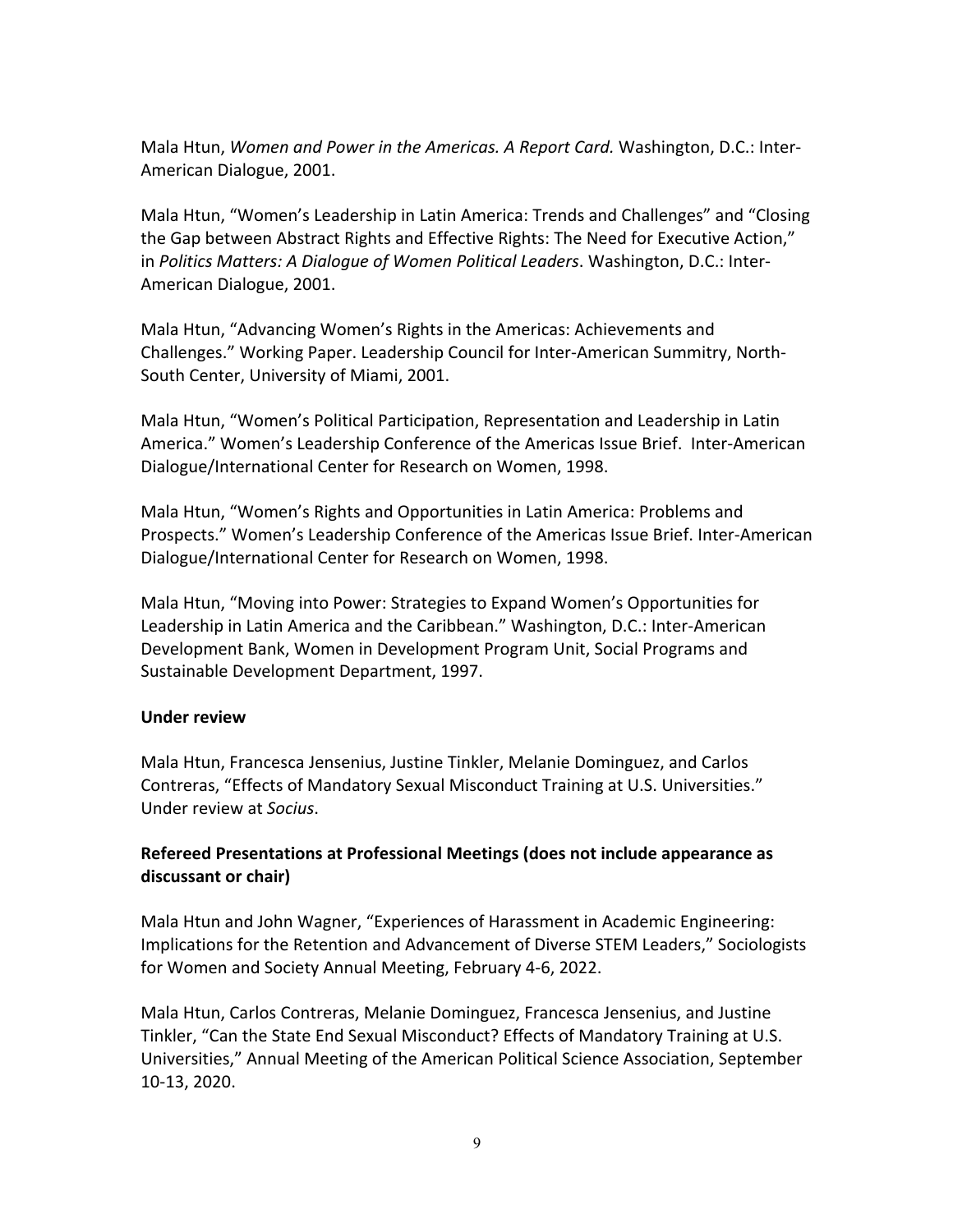Mala Htun, *Women and Power in the Americas. A Report Card.* Washington, D.C.: Inter-American Dialogue, 2001.

Mala Htun, "Women's Leadership in Latin America: Trends and Challenges" and "Closing the Gap between Abstract Rights and Effective Rights: The Need for Executive Action," in *Politics Matters: A Dialogue of Women Political Leaders*. Washington, D.C.: Inter-American Dialogue, 2001.

Mala Htun, "Advancing Women's Rights in the Americas: Achievements and Challenges." Working Paper. Leadership Council for Inter-American Summitry, North-South Center, University of Miami, 2001.

Mala Htun, "Women's Political Participation, Representation and Leadership in Latin America." Women's Leadership Conference of the Americas Issue Brief. Inter-American Dialogue/International Center for Research on Women, 1998.

Mala Htun, "Women's Rights and Opportunities in Latin America: Problems and Prospects." Women's Leadership Conference of the Americas Issue Brief. Inter-American Dialogue/International Center for Research on Women, 1998.

Mala Htun, "Moving into Power: Strategies to Expand Women's Opportunities for Leadership in Latin America and the Caribbean." Washington, D.C.: Inter-American Development Bank, Women in Development Program Unit, Social Programs and Sustainable Development Department, 1997.

**Under review**

Mala Htun, Francesca Jensenius, Justine Tinkler, Melanie Dominguez, and Carlos Contreras, "Effects of Mandatory Sexual Misconduct Training at U.S. Universities." Under review at *Socius*.

**Refereed Presentations at Professional Meetings (does not include appearance as discussant or chair)**

Mala Htun and John Wagner, "Experiences of Harassment in Academic Engineering: Implications for the Retention and Advancement of Diverse STEM Leaders," Sociologists for Women and Society Annual Meeting, February 4-6, 2022.

Mala Htun, Carlos Contreras, Melanie Dominguez, Francesca Jensenius, and Justine Tinkler, "Can the State End Sexual Misconduct? Effects of Mandatory Training at U.S. Universities," Annual Meeting of the American Political Science Association, September 10-13, 2020.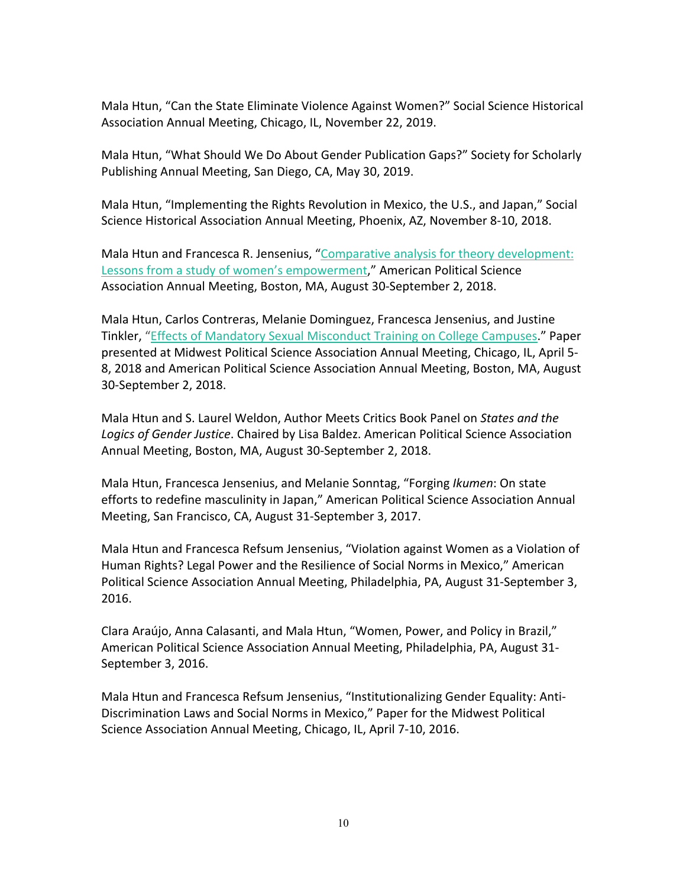Mala Htun, “Can the State Eliminate Violence Against Women?” Social Science Historical Association Annual Meeting, Chicago, IL, November 22, 2019.

Mala Htun, “What Should We Do About Gender Publication Gaps?” Society for Scholarly Publishing Annual Meeting, San Diego, CA, May 30, 2019.

Mala Htun, “Implementing the Rights Revolution in Mexico, the U.S., and Japan,” Social Science Historical Association Annual Meeting, Phoenix, AZ, November 8-10, 2018.

Mala Htun and Francesca R. Jensenius, “Comparative analysis for theory development: Lessons from a study of women’s empowerment,” American Political Science Association Annual Meeting, Boston, MA, August 30-September 2, 2018.

Mala Htun, Carlos Contreras, Melanie Dominguez, Francesca Jensenius, and Justine Tinkler, “Effects of Mandatory Sexual Misconduct Training on College Campuses.” Paper presented at Midwest Political Science Association Annual Meeting, Chicago, IL, April 5-8, 2018 and American Political Science Association Annual Meeting, Boston, MA, August 30-September 2, 2018.

Mala Htun and S. Laurel Weldon, Author Meets Critics Book Panel on *States and the Logics of Gender Justice*. Chaired by Lisa Baldez. American Political Science Association Annual Meeting, Boston, MA, August 30-September 2, 2018.

Mala Htun, Francesca Jensenius, and Melanie Sonntag, “Forging *Ikumen*: On state efforts to redefine masculinity in Japan,” American Political Science Association Annual Meeting, San Francisco, CA, August 31-September 3, 2017.

Mala Htun and Francesca Refsum Jensenius, “Violation against Women as a Violation of Human Rights? Legal Power and the Resilience of Social Norms in Mexico,” American Political Science Association Annual Meeting, Philadelphia, PA, August 31-September 3, 2016.

Clara Araújo, Anna Calasanti, and Mala Htun, “Women, Power, and Policy in Brazil,” American Political Science Association Annual Meeting, Philadelphia, PA, August 31-September 3, 2016.

Mala Htun and Francesca Refsum Jensenius, “Institutionalizing Gender Equality: Anti-Discrimination Laws and Social Norms in Mexico,” Paper for the Midwest Political Science Association Annual Meeting, Chicago, IL, April 7-10, 2016.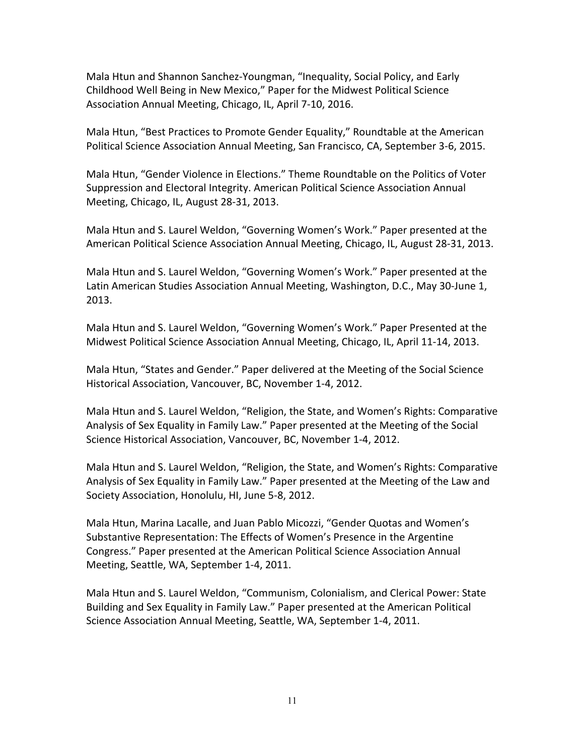Mala Htun and Shannon Sanchez-Youngman, “Inequality, Social Policy, and Early Childhood Well Being in New Mexico,” Paper for the Midwest Political Science Association Annual Meeting, Chicago, IL, April 7-10, 2016.

Mala Htun, “Best Practices to Promote Gender Equality,” Roundtable at the American Political Science Association Annual Meeting, San Francisco, CA, September 3-6, 2015.

Mala Htun, “Gender Violence in Elections.” Theme Roundtable on the Politics of Voter Suppression and Electoral Integrity. American Political Science Association Annual Meeting, Chicago, IL, August 28-31, 2013.

Mala Htun and S. Laurel Weldon, “Governing Women’s Work.” Paper presented at the American Political Science Association Annual Meeting, Chicago, IL, August 28-31, 2013.

Mala Htun and S. Laurel Weldon, “Governing Women’s Work.” Paper presented at the Latin American Studies Association Annual Meeting, Washington, D.C., May 30-June 1, 2013.

Mala Htun and S. Laurel Weldon, “Governing Women’s Work.” Paper Presented at the Midwest Political Science Association Annual Meeting, Chicago, IL, April 11-14, 2013.

Mala Htun, “States and Gender.” Paper delivered at the Meeting of the Social Science Historical Association, Vancouver, BC, November 1-4, 2012.

Mala Htun and S. Laurel Weldon, “Religion, the State, and Women’s Rights: Comparative Analysis of Sex Equality in Family Law.” Paper presented at the Meeting of the Social Science Historical Association, Vancouver, BC, November 1-4, 2012.

Mala Htun and S. Laurel Weldon, “Religion, the State, and Women’s Rights: Comparative Analysis of Sex Equality in Family Law.” Paper presented at the Meeting of the Law and Society Association, Honolulu, HI, June 5-8, 2012.

Mala Htun, Marina Lacalle, and Juan Pablo Micozzi, “Gender Quotas and Women’s Substantive Representation: The Effects of Women’s Presence in the Argentine Congress.” Paper presented at the American Political Science Association Annual Meeting, Seattle, WA, September 1-4, 2011.

Mala Htun and S. Laurel Weldon, “Communism, Colonialism, and Clerical Power: State Building and Sex Equality in Family Law.” Paper presented at the American Political Science Association Annual Meeting, Seattle, WA, September 1-4, 2011.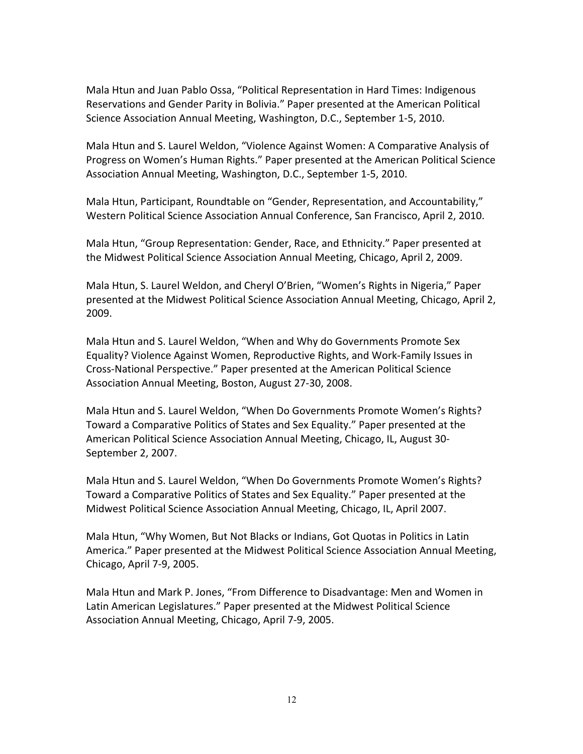Mala Htun and Juan Pablo Ossa, "Political Representation in Hard Times: Indigenous Reservations and Gender Parity in Bolivia." Paper presented at the American Political Science Association Annual Meeting, Washington, D.C., September 1-5, 2010.

Mala Htun and S. Laurel Weldon, "Violence Against Women: A Comparative Analysis of Progress on Women's Human Rights." Paper presented at the American Political Science Association Annual Meeting, Washington, D.C., September 1-5, 2010.

Mala Htun, Participant, Roundtable on "Gender, Representation, and Accountability," Western Political Science Association Annual Conference, San Francisco, April 2, 2010.

Mala Htun, "Group Representation: Gender, Race, and Ethnicity." Paper presented at the Midwest Political Science Association Annual Meeting, Chicago, April 2, 2009.

Mala Htun, S. Laurel Weldon, and Cheryl O'Brien, "Women's Rights in Nigeria," Paper presented at the Midwest Political Science Association Annual Meeting, Chicago, April 2, 2009.

Mala Htun and S. Laurel Weldon, "When and Why do Governments Promote Sex Equality? Violence Against Women, Reproductive Rights, and Work-Family Issues in Cross-National Perspective." Paper presented at the American Political Science Association Annual Meeting, Boston, August 27-30, 2008.

Mala Htun and S. Laurel Weldon, "When Do Governments Promote Women's Rights? Toward a Comparative Politics of States and Sex Equality." Paper presented at the American Political Science Association Annual Meeting, Chicago, IL, August 30-September 2, 2007.

Mala Htun and S. Laurel Weldon, "When Do Governments Promote Women's Rights? Toward a Comparative Politics of States and Sex Equality." Paper presented at the Midwest Political Science Association Annual Meeting, Chicago, IL, April 2007.

Mala Htun, "Why Women, But Not Blacks or Indians, Got Quotas in Politics in Latin America." Paper presented at the Midwest Political Science Association Annual Meeting, Chicago, April 7-9, 2005.

Mala Htun and Mark P. Jones, "From Difference to Disadvantage: Men and Women in Latin American Legislatures." Paper presented at the Midwest Political Science Association Annual Meeting, Chicago, April 7-9, 2005.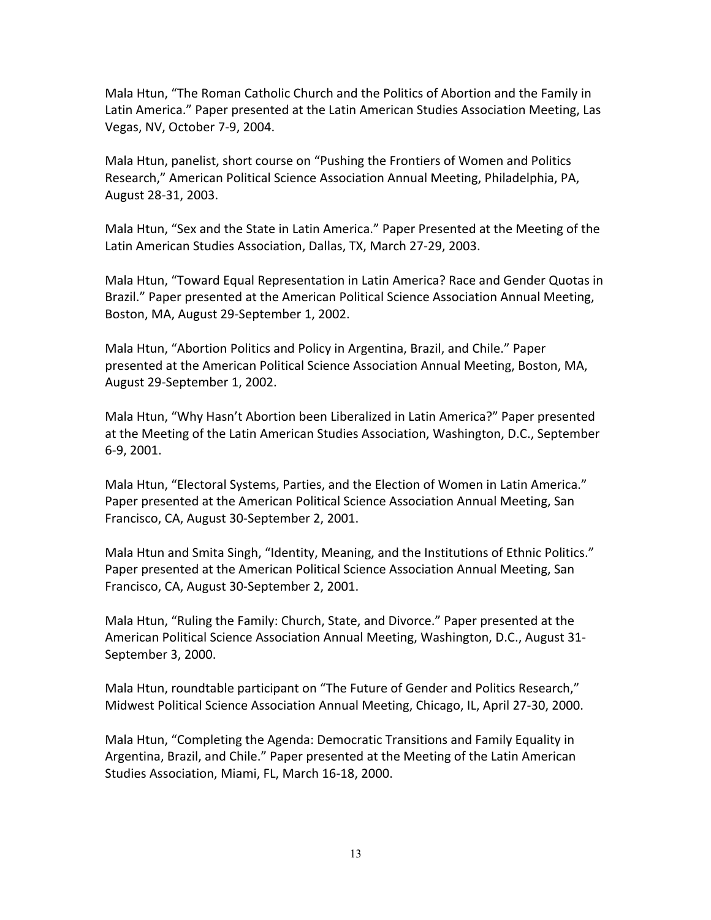Mala Htun, “The Roman Catholic Church and the Politics of Abortion and the Family in Latin America.” Paper presented at the Latin American Studies Association Meeting, Las Vegas, NV, October 7-9, 2004.

Mala Htun, panelist, short course on “Pushing the Frontiers of Women and Politics Research,” American Political Science Association Annual Meeting, Philadelphia, PA, August 28-31, 2003.

Mala Htun, “Sex and the State in Latin America.” Paper Presented at the Meeting of the Latin American Studies Association, Dallas, TX, March 27-29, 2003.

Mala Htun, “Toward Equal Representation in Latin America? Race and Gender Quotas in Brazil.” Paper presented at the American Political Science Association Annual Meeting, Boston, MA, August 29-September 1, 2002.

Mala Htun, “Abortion Politics and Policy in Argentina, Brazil, and Chile.” Paper presented at the American Political Science Association Annual Meeting, Boston, MA, August 29-September 1, 2002.

Mala Htun, “Why Hasn’t Abortion been Liberalized in Latin America?” Paper presented at the Meeting of the Latin American Studies Association, Washington, D.C., September 6-9, 2001.

Mala Htun, “Electoral Systems, Parties, and the Election of Women in Latin America.” Paper presented at the American Political Science Association Annual Meeting, San Francisco, CA, August 30-September 2, 2001.

Mala Htun and Smita Singh, “Identity, Meaning, and the Institutions of Ethnic Politics.” Paper presented at the American Political Science Association Annual Meeting, San Francisco, CA, August 30-September 2, 2001.

Mala Htun, “Ruling the Family: Church, State, and Divorce.” Paper presented at the American Political Science Association Annual Meeting, Washington, D.C., August 31-September 3, 2000.

Mala Htun, roundtable participant on “The Future of Gender and Politics Research,” Midwest Political Science Association Annual Meeting, Chicago, IL, April 27-30, 2000.

Mala Htun, “Completing the Agenda: Democratic Transitions and Family Equality in Argentina, Brazil, and Chile.” Paper presented at the Meeting of the Latin American Studies Association, Miami, FL, March 16-18, 2000.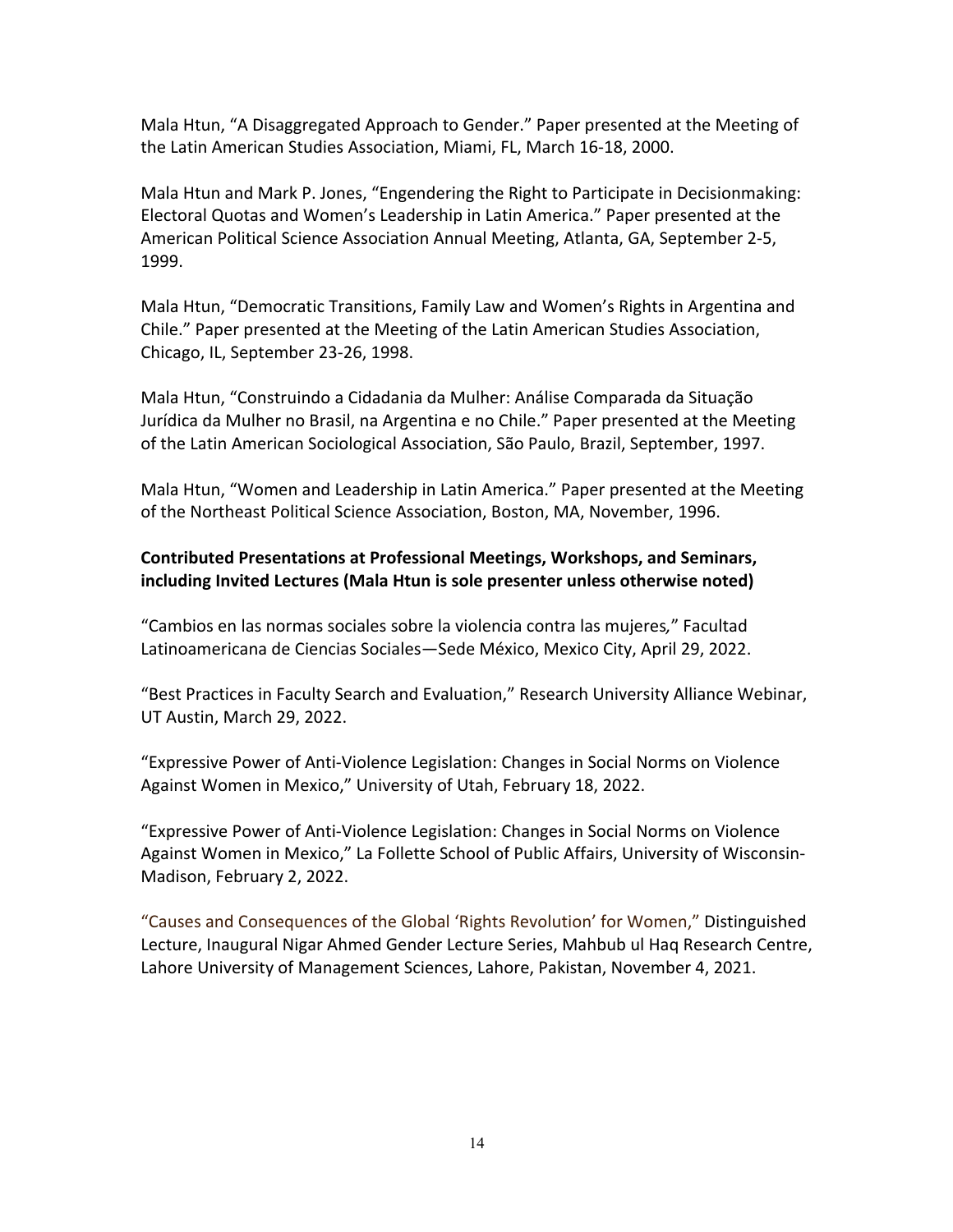Mala Htun, "A Disaggregated Approach to Gender." Paper presented at the Meeting of the Latin American Studies Association, Miami, FL, March 16-18, 2000.

Mala Htun and Mark P. Jones, "Engendering the Right to Participate in Decisionmaking: Electoral Quotas and Women's Leadership in Latin America." Paper presented at the American Political Science Association Annual Meeting, Atlanta, GA, September 2-5, 1999.

Mala Htun, "Democratic Transitions, Family Law and Women's Rights in Argentina and Chile." Paper presented at the Meeting of the Latin American Studies Association, Chicago, IL, September 23-26, 1998.

Mala Htun, "Construindo a Cidadania da Mulher: Análise Comparada da Situação Jurídica da Mulher no Brasil, na Argentina e no Chile." Paper presented at the Meeting of the Latin American Sociological Association, São Paulo, Brazil, September, 1997.

Mala Htun, "Women and Leadership in Latin America." Paper presented at the Meeting of the Northeast Political Science Association, Boston, MA, November, 1996.

**Contributed Presentations at Professional Meetings, Workshops, and Seminars, including Invited Lectures (Mala Htun is sole presenter unless otherwise noted)**

"Cambios en las normas sociales sobre la violencia contra las mujeres," Facultad Latinoamericana de Ciencias Sociales—Sede México, Mexico City, April 29, 2022.

"Best Practices in Faculty Search and Evaluation," Research University Alliance Webinar, UT Austin, March 29, 2022.

"Expressive Power of Anti-Violence Legislation: Changes in Social Norms on Violence Against Women in Mexico," University of Utah, February 18, 2022.

"Expressive Power of Anti-Violence Legislation: Changes in Social Norms on Violence Against Women in Mexico," La Follette School of Public Affairs, University of Wisconsin-Madison, February 2, 2022.

"Causes and Consequences of the Global 'Rights Revolution' for Women," Distinguished Lecture, Inaugural Nigar Ahmed Gender Lecture Series, Mahbub ul Haq Research Centre, Lahore University of Management Sciences, Lahore, Pakistan, November 4, 2021.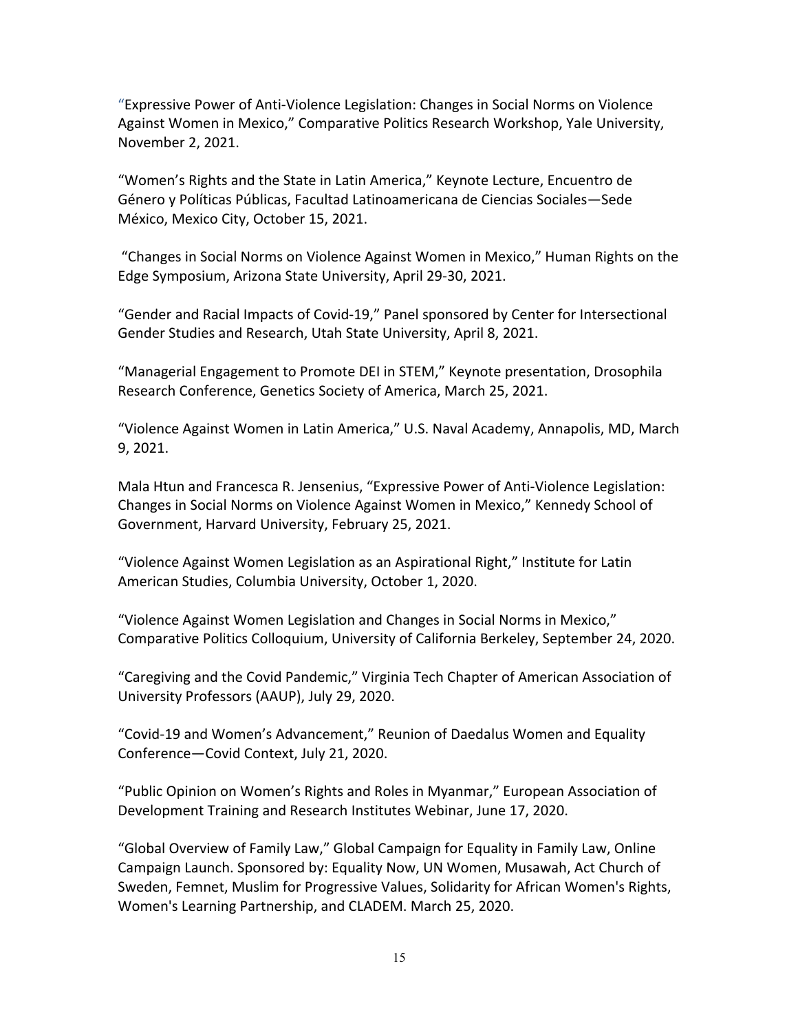"Expressive Power of Anti-Violence Legislation: Changes in Social Norms on Violence Against Women in Mexico," Comparative Politics Research Workshop, Yale University, November 2, 2021.

"Women's Rights and the State in Latin America," Keynote Lecture, Encuentro de Género y Políticas Públicas, Facultad Latinoamericana de Ciencias Sociales—Sede México, Mexico City, October 15, 2021.

"Changes in Social Norms on Violence Against Women in Mexico," Human Rights on the Edge Symposium, Arizona State University, April 29-30, 2021.

"Gender and Racial Impacts of Covid-19," Panel sponsored by Center for Intersectional Gender Studies and Research, Utah State University, April 8, 2021.

"Managerial Engagement to Promote DEI in STEM," Keynote presentation, Drosophila Research Conference, Genetics Society of America, March 25, 2021.

"Violence Against Women in Latin America," U.S. Naval Academy, Annapolis, MD, March 9, 2021.

Mala Htun and Francesca R. Jensenius, "Expressive Power of Anti-Violence Legislation: Changes in Social Norms on Violence Against Women in Mexico," Kennedy School of Government, Harvard University, February 25, 2021.

"Violence Against Women Legislation as an Aspirational Right," Institute for Latin American Studies, Columbia University, October 1, 2020.

"Violence Against Women Legislation and Changes in Social Norms in Mexico," Comparative Politics Colloquium, University of California Berkeley, September 24, 2020.

"Caregiving and the Covid Pandemic," Virginia Tech Chapter of American Association of University Professors (AAUP), July 29, 2020.

"Covid-19 and Women's Advancement," Reunion of Daedalus Women and Equality Conference—Covid Context, July 21, 2020.

"Public Opinion on Women's Rights and Roles in Myanmar," European Association of Development Training and Research Institutes Webinar, June 17, 2020.

"Global Overview of Family Law," Global Campaign for Equality in Family Law, Online Campaign Launch. Sponsored by: Equality Now, UN Women, Musawah, Act Church of Sweden, Femnet, Muslim for Progressive Values, Solidarity for African Women's Rights, Women's Learning Partnership, and CLADEM. March 25, 2020.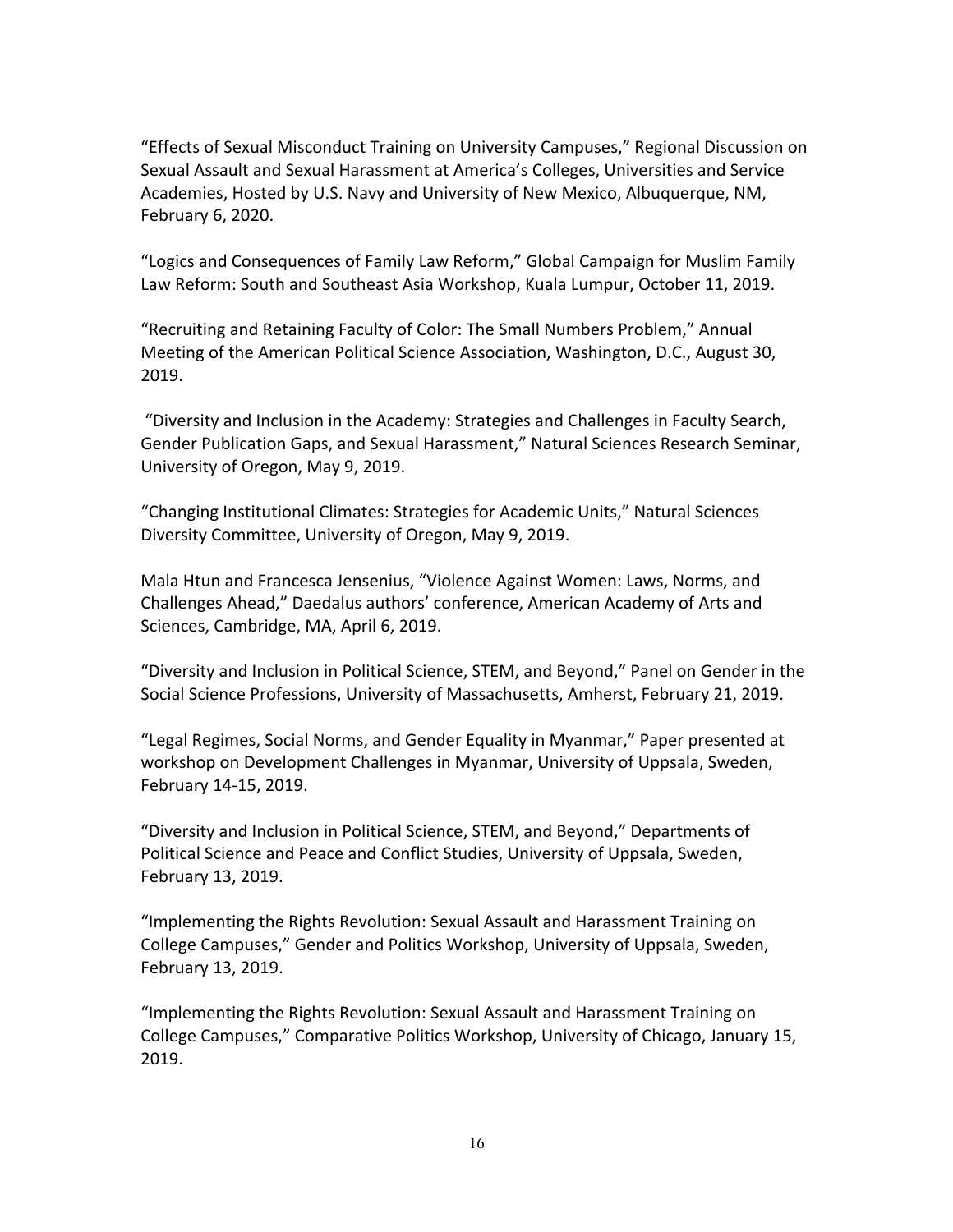“Effects of Sexual Misconduct Training on University Campuses,” Regional Discussion on Sexual Assault and Sexual Harassment at America’s Colleges, Universities and Service Academies, Hosted by U.S. Navy and University of New Mexico, Albuquerque, NM, February 6, 2020.

“Logics and Consequences of Family Law Reform,” Global Campaign for Muslim Family Law Reform: South and Southeast Asia Workshop, Kuala Lumpur, October 11, 2019.

“Recruiting and Retaining Faculty of Color: The Small Numbers Problem,” Annual Meeting of the American Political Science Association, Washington, D.C., August 30, 2019.

“Diversity and Inclusion in the Academy: Strategies and Challenges in Faculty Search, Gender Publication Gaps, and Sexual Harassment,” Natural Sciences Research Seminar, University of Oregon, May 9, 2019.

“Changing Institutional Climates: Strategies for Academic Units,” Natural Sciences Diversity Committee, University of Oregon, May 9, 2019.

Mala Htun and Francesca Jensenius, “Violence Against Women: Laws, Norms, and Challenges Ahead,” Daedalus authors’ conference, American Academy of Arts and Sciences, Cambridge, MA, April 6, 2019.

“Diversity and Inclusion in Political Science, STEM, and Beyond,” Panel on Gender in the Social Science Professions, University of Massachusetts, Amherst, February 21, 2019.

“Legal Regimes, Social Norms, and Gender Equality in Myanmar,” Paper presented at workshop on Development Challenges in Myanmar, University of Uppsala, Sweden, February 14-15, 2019.

“Diversity and Inclusion in Political Science, STEM, and Beyond,” Departments of Political Science and Peace and Conflict Studies, University of Uppsala, Sweden, February 13, 2019.

“Implementing the Rights Revolution: Sexual Assault and Harassment Training on College Campuses,” Gender and Politics Workshop, University of Uppsala, Sweden, February 13, 2019.

“Implementing the Rights Revolution: Sexual Assault and Harassment Training on College Campuses,” Comparative Politics Workshop, University of Chicago, January 15, 2019.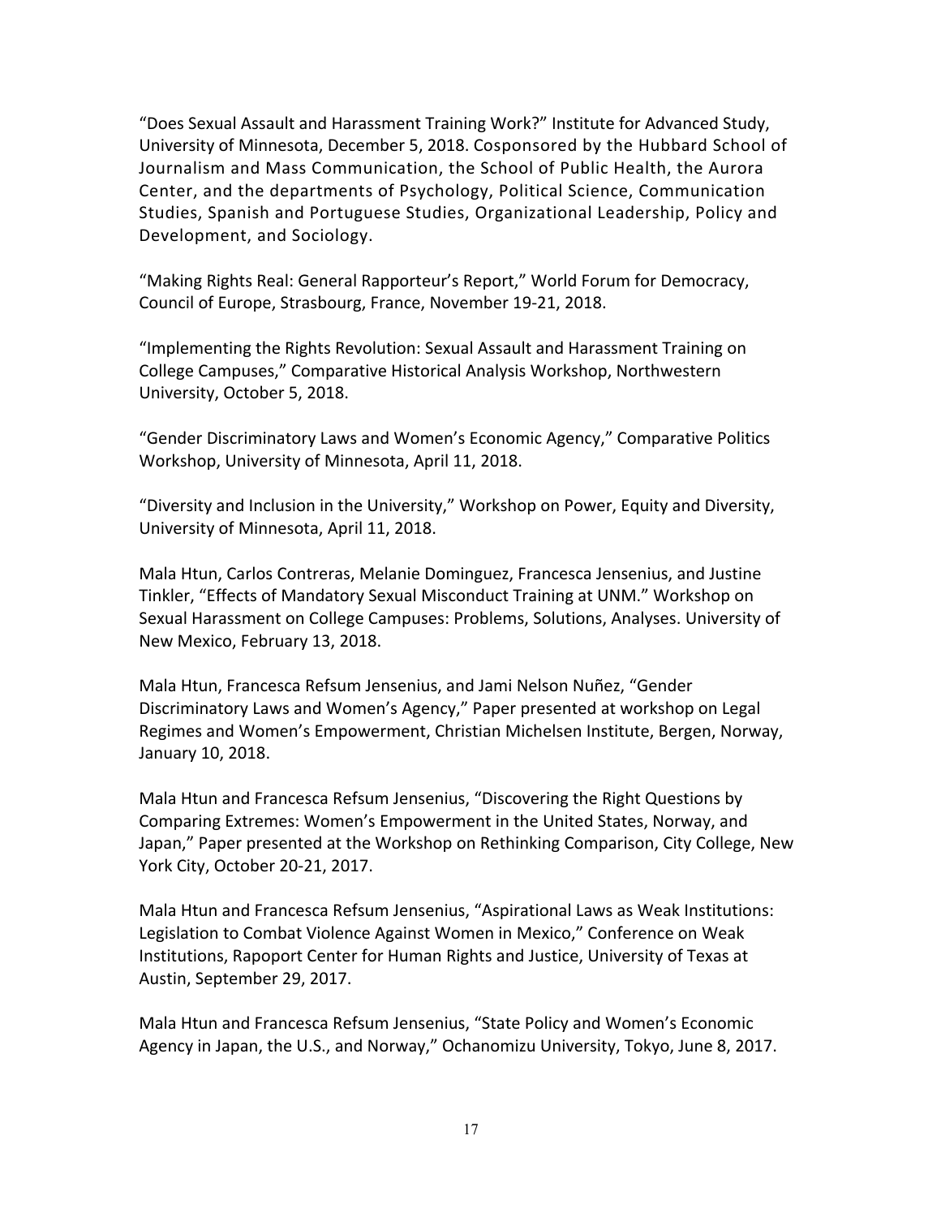"Does Sexual Assault and Harassment Training Work?" Institute for Advanced Study, University of Minnesota, December 5, 2018. Cosponsored by the Hubbard School of Journalism and Mass Communication, the School of Public Health, the Aurora Center, and the departments of Psychology, Political Science, Communication Studies, Spanish and Portuguese Studies, Organizational Leadership, Policy and Development, and Sociology.

"Making Rights Real: General Rapporteur's Report," World Forum for Democracy, Council of Europe, Strasbourg, France, November 19-21, 2018.

"Implementing the Rights Revolution: Sexual Assault and Harassment Training on College Campuses," Comparative Historical Analysis Workshop, Northwestern University, October 5, 2018.

"Gender Discriminatory Laws and Women's Economic Agency," Comparative Politics Workshop, University of Minnesota, April 11, 2018.

"Diversity and Inclusion in the University," Workshop on Power, Equity and Diversity, University of Minnesota, April 11, 2018.

Mala Htun, Carlos Contreras, Melanie Dominguez, Francesca Jensenius, and Justine Tinkler, "Effects of Mandatory Sexual Misconduct Training at UNM." Workshop on Sexual Harassment on College Campuses: Problems, Solutions, Analyses. University of New Mexico, February 13, 2018.

Mala Htun, Francesca Refsum Jensenius, and Jami Nelson Nuñez, "Gender Discriminatory Laws and Women's Agency," Paper presented at workshop on Legal Regimes and Women's Empowerment, Christian Michelsen Institute, Bergen, Norway, January 10, 2018.

Mala Htun and Francesca Refsum Jensenius, "Discovering the Right Questions by Comparing Extremes: Women's Empowerment in the United States, Norway, and Japan," Paper presented at the Workshop on Rethinking Comparison, City College, New York City, October 20-21, 2017.

Mala Htun and Francesca Refsum Jensenius, "Aspirational Laws as Weak Institutions: Legislation to Combat Violence Against Women in Mexico," Conference on Weak Institutions, Rapoport Center for Human Rights and Justice, University of Texas at Austin, September 29, 2017.

Mala Htun and Francesca Refsum Jensenius, "State Policy and Women's Economic Agency in Japan, the U.S., and Norway," Ochanomizu University, Tokyo, June 8, 2017.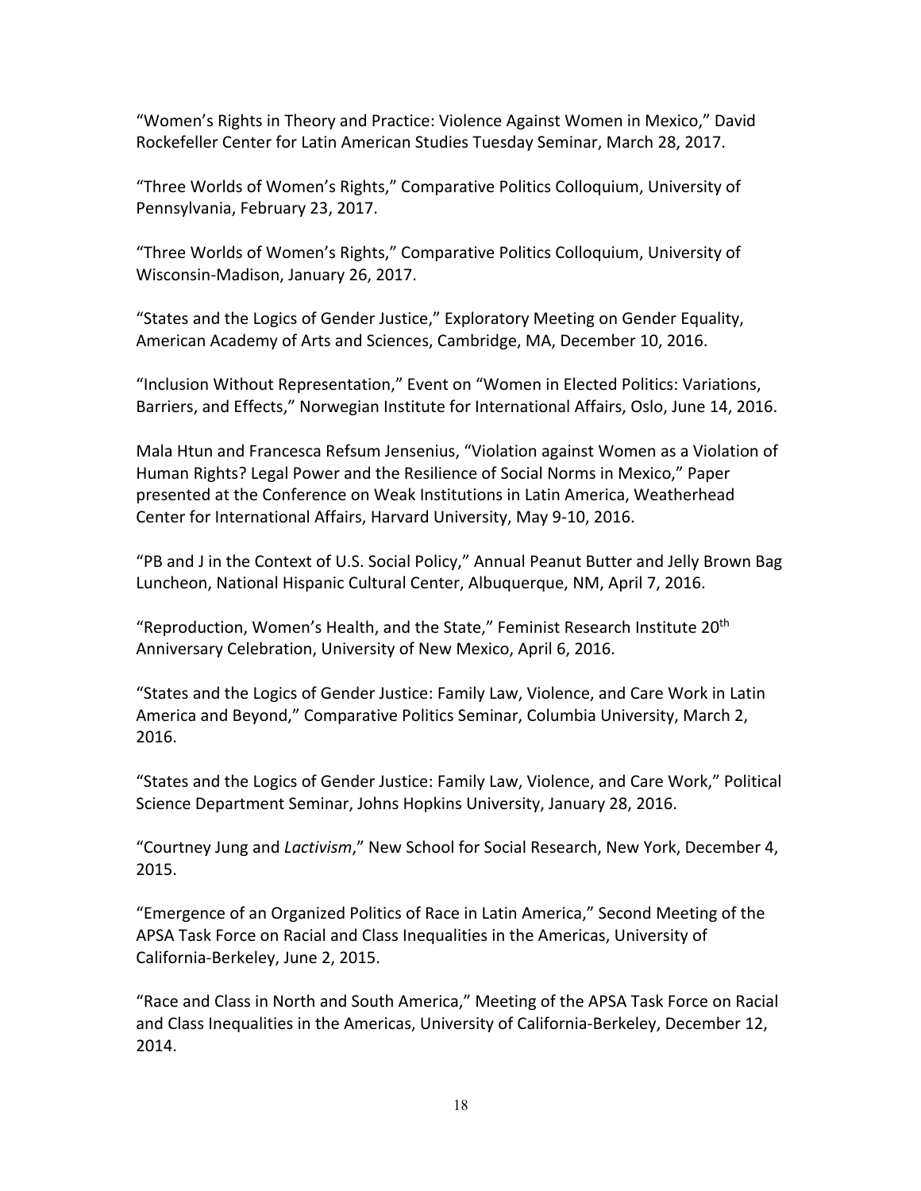"Women's Rights in Theory and Practice: Violence Against Women in Mexico," David Rockefeller Center for Latin American Studies Tuesday Seminar, March 28, 2017.

"Three Worlds of Women's Rights," Comparative Politics Colloquium, University of Pennsylvania, February 23, 2017.

"Three Worlds of Women's Rights," Comparative Politics Colloquium, University of Wisconsin-Madison, January 26, 2017.

"States and the Logics of Gender Justice," Exploratory Meeting on Gender Equality, American Academy of Arts and Sciences, Cambridge, MA, December 10, 2016.

"Inclusion Without Representation," Event on "Women in Elected Politics: Variations, Barriers, and Effects," Norwegian Institute for International Affairs, Oslo, June 14, 2016.

Mala Htun and Francesca Refsum Jensenius, "Violation against Women as a Violation of Human Rights? Legal Power and the Resilience of Social Norms in Mexico," Paper presented at the Conference on Weak Institutions in Latin America, Weatherhead Center for International Affairs, Harvard University, May 9-10, 2016.

"PB and J in the Context of U.S. Social Policy," Annual Peanut Butter and Jelly Brown Bag Luncheon, National Hispanic Cultural Center, Albuquerque, NM, April 7, 2016.

"Reproduction, Women's Health, and the State," Feminist Research Institute 20th Anniversary Celebration, University of New Mexico, April 6, 2016.

"States and the Logics of Gender Justice: Family Law, Violence, and Care Work in Latin America and Beyond," Comparative Politics Seminar, Columbia University, March 2, 2016.

"States and the Logics of Gender Justice: Family Law, Violence, and Care Work," Political Science Department Seminar, Johns Hopkins University, January 28, 2016.

"Courtney Jung and *Lactivism*," New School for Social Research, New York, December 4, 2015.

"Emergence of an Organized Politics of Race in Latin America," Second Meeting of the APSA Task Force on Racial and Class Inequalities in the Americas, University of California-Berkeley, June 2, 2015.

"Race and Class in North and South America," Meeting of the APSA Task Force on Racial and Class Inequalities in the Americas, University of California-Berkeley, December 12, 2014.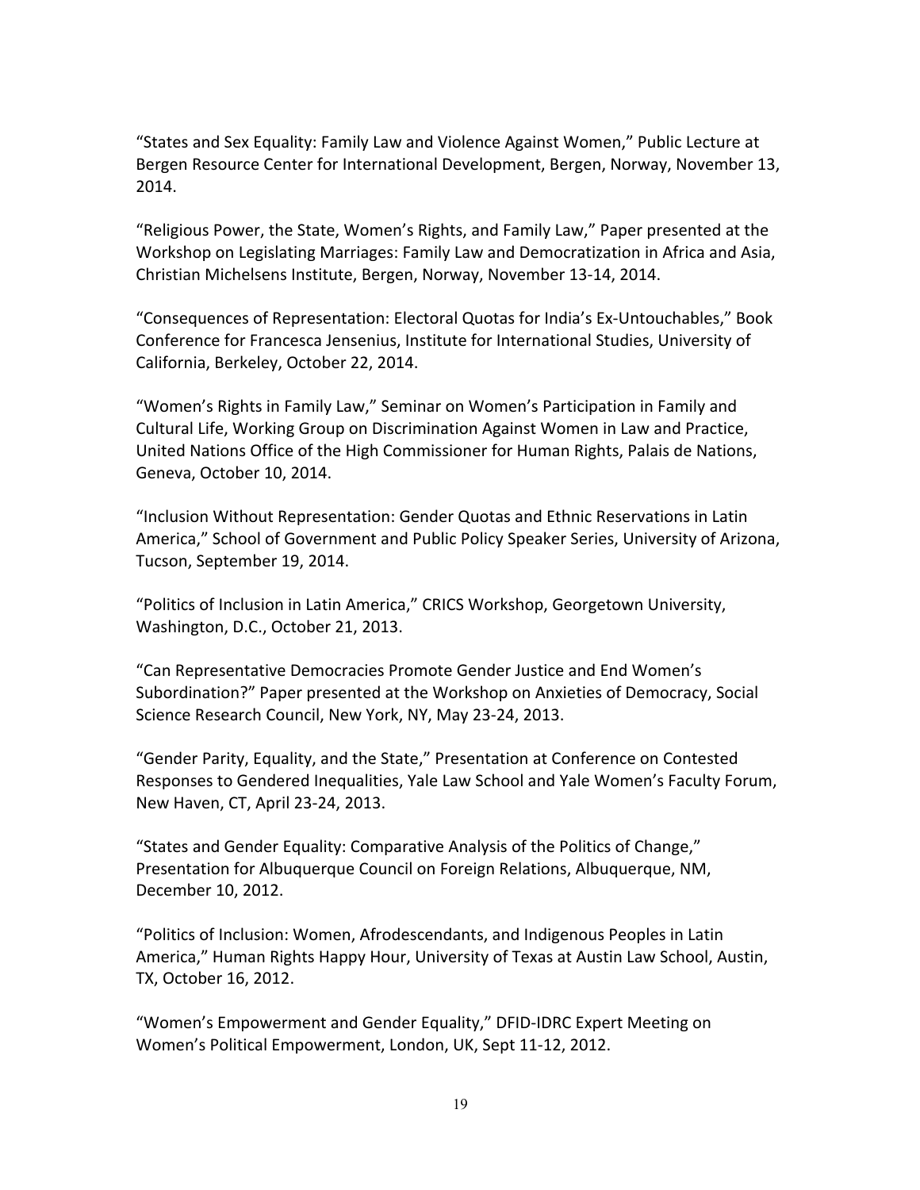“States and Sex Equality: Family Law and Violence Against Women,” Public Lecture at Bergen Resource Center for International Development, Bergen, Norway, November 13, 2014.

“Religious Power, the State, Women’s Rights, and Family Law,” Paper presented at the Workshop on Legislating Marriages: Family Law and Democratization in Africa and Asia, Christian Michelsens Institute, Bergen, Norway, November 13-14, 2014.

“Consequences of Representation: Electoral Quotas for India’s Ex-Untouchables,” Book Conference for Francesca Jensenius, Institute for International Studies, University of California, Berkeley, October 22, 2014.

“Women’s Rights in Family Law,” Seminar on Women’s Participation in Family and Cultural Life, Working Group on Discrimination Against Women in Law and Practice, United Nations Office of the High Commissioner for Human Rights, Palais de Nations, Geneva, October 10, 2014.

“Inclusion Without Representation: Gender Quotas and Ethnic Reservations in Latin America,” School of Government and Public Policy Speaker Series, University of Arizona, Tucson, September 19, 2014.

“Politics of Inclusion in Latin America,” CRICS Workshop, Georgetown University, Washington, D.C., October 21, 2013.

“Can Representative Democracies Promote Gender Justice and End Women’s Subordination?” Paper presented at the Workshop on Anxieties of Democracy, Social Science Research Council, New York, NY, May 23-24, 2013.

“Gender Parity, Equality, and the State,” Presentation at Conference on Contested Responses to Gendered Inequalities, Yale Law School and Yale Women’s Faculty Forum, New Haven, CT, April 23-24, 2013.

“States and Gender Equality: Comparative Analysis of the Politics of Change,” Presentation for Albuquerque Council on Foreign Relations, Albuquerque, NM, December 10, 2012.

“Politics of Inclusion: Women, Afrodescendants, and Indigenous Peoples in Latin America,” Human Rights Happy Hour, University of Texas at Austin Law School, Austin, TX, October 16, 2012.

“Women’s Empowerment and Gender Equality,” DFID-IDRC Expert Meeting on Women’s Political Empowerment, London, UK, Sept 11-12, 2012.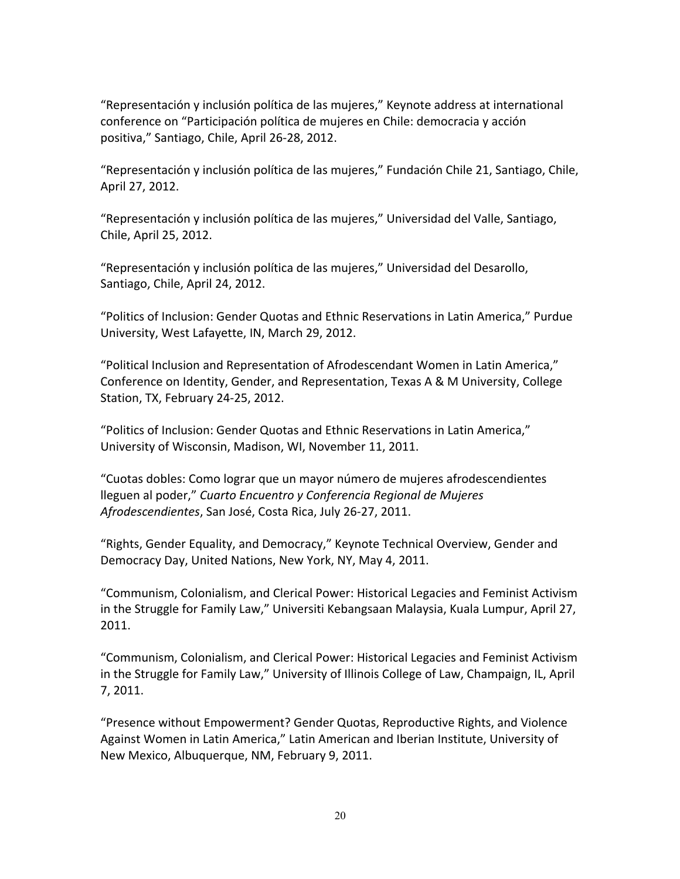"Representación y inclusión política de las mujeres," Keynote address at international conference on "Participación política de mujeres en Chile: democracia y acción positiva," Santiago, Chile, April 26-28, 2012.

"Representación y inclusión política de las mujeres," Fundación Chile 21, Santiago, Chile, April 27, 2012.

"Representación y inclusión política de las mujeres," Universidad del Valle, Santiago, Chile, April 25, 2012.

"Representación y inclusión política de las mujeres," Universidad del Desarollo, Santiago, Chile, April 24, 2012.

"Politics of Inclusion: Gender Quotas and Ethnic Reservations in Latin America," Purdue University, West Lafayette, IN, March 29, 2012.

"Political Inclusion and Representation of Afrodescendant Women in Latin America," Conference on Identity, Gender, and Representation, Texas A & M University, College Station, TX, February 24-25, 2012.

"Politics of Inclusion: Gender Quotas and Ethnic Reservations in Latin America," University of Wisconsin, Madison, WI, November 11, 2011.

"Cuotas dobles: Como lograr que un mayor número de mujeres afrodescendientes lleguen al poder," *Cuarto Encuentro y Conferencia Regional de Mujeres Afrodescendientes*, San José, Costa Rica, July 26-27, 2011.

"Rights, Gender Equality, and Democracy," Keynote Technical Overview, Gender and Democracy Day, United Nations, New York, NY, May 4, 2011.

"Communism, Colonialism, and Clerical Power: Historical Legacies and Feminist Activism in the Struggle for Family Law," Universiti Kebangsaan Malaysia, Kuala Lumpur, April 27, 2011.

"Communism, Colonialism, and Clerical Power: Historical Legacies and Feminist Activism in the Struggle for Family Law," University of Illinois College of Law, Champaign, IL, April 7, 2011.

"Presence without Empowerment? Gender Quotas, Reproductive Rights, and Violence Against Women in Latin America," Latin American and Iberian Institute, University of New Mexico, Albuquerque, NM, February 9, 2011.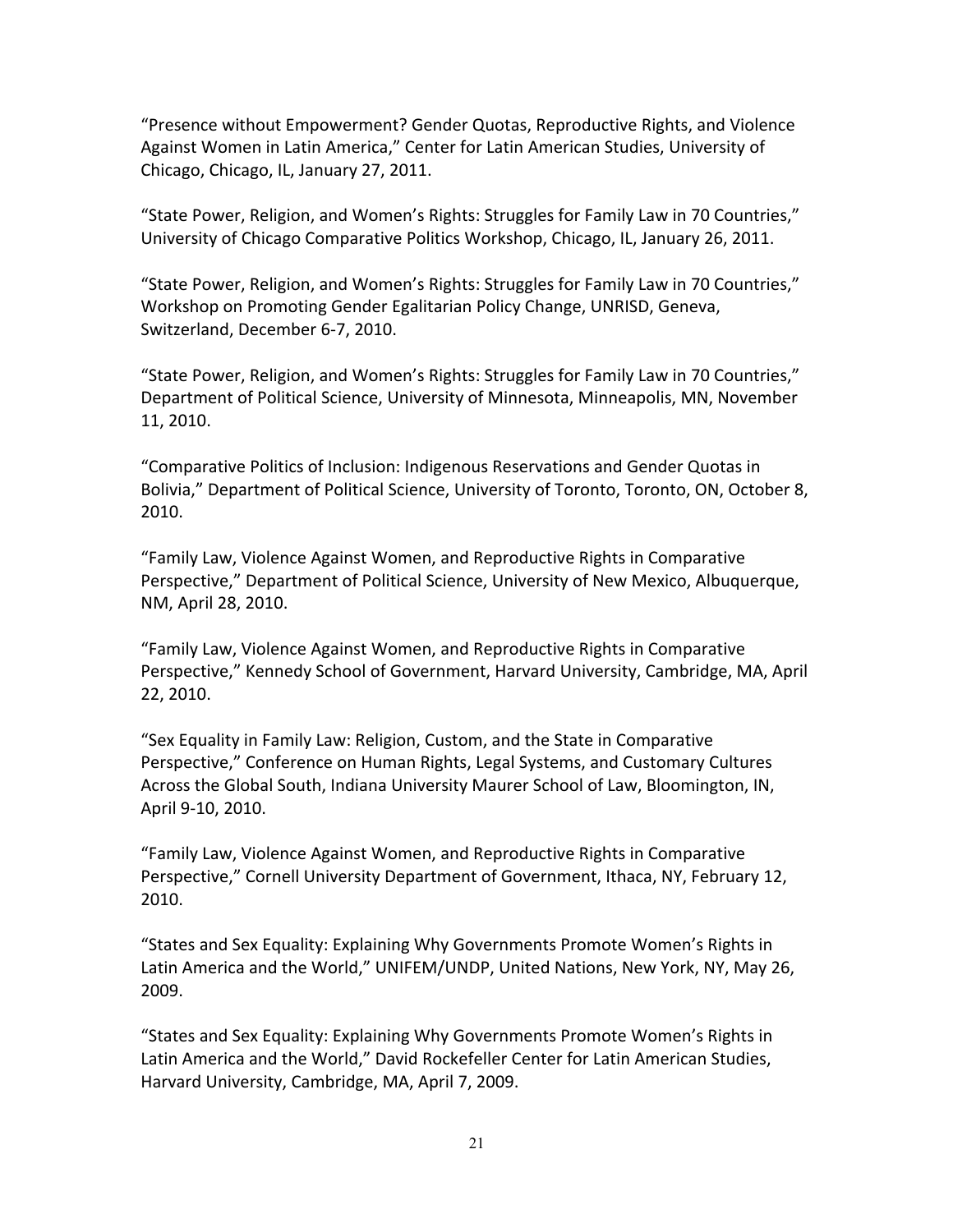"Presence without Empowerment? Gender Quotas, Reproductive Rights, and Violence Against Women in Latin America," Center for Latin American Studies, University of Chicago, Chicago, IL, January 27, 2011.

"State Power, Religion, and Women's Rights: Struggles for Family Law in 70 Countries," University of Chicago Comparative Politics Workshop, Chicago, IL, January 26, 2011.

"State Power, Religion, and Women's Rights: Struggles for Family Law in 70 Countries," Workshop on Promoting Gender Egalitarian Policy Change, UNRISD, Geneva, Switzerland, December 6-7, 2010.

"State Power, Religion, and Women's Rights: Struggles for Family Law in 70 Countries," Department of Political Science, University of Minnesota, Minneapolis, MN, November 11, 2010.

"Comparative Politics of Inclusion: Indigenous Reservations and Gender Quotas in Bolivia," Department of Political Science, University of Toronto, Toronto, ON, October 8, 2010.

"Family Law, Violence Against Women, and Reproductive Rights in Comparative Perspective," Department of Political Science, University of New Mexico, Albuquerque, NM, April 28, 2010.

"Family Law, Violence Against Women, and Reproductive Rights in Comparative Perspective," Kennedy School of Government, Harvard University, Cambridge, MA, April 22, 2010.

"Sex Equality in Family Law: Religion, Custom, and the State in Comparative Perspective," Conference on Human Rights, Legal Systems, and Customary Cultures Across the Global South, Indiana University Maurer School of Law, Bloomington, IN, April 9-10, 2010.

"Family Law, Violence Against Women, and Reproductive Rights in Comparative Perspective," Cornell University Department of Government, Ithaca, NY, February 12, 2010.

"States and Sex Equality: Explaining Why Governments Promote Women's Rights in Latin America and the World," UNIFEM/UNDP, United Nations, New York, NY, May 26, 2009.

"States and Sex Equality: Explaining Why Governments Promote Women's Rights in Latin America and the World," David Rockefeller Center for Latin American Studies, Harvard University, Cambridge, MA, April 7, 2009.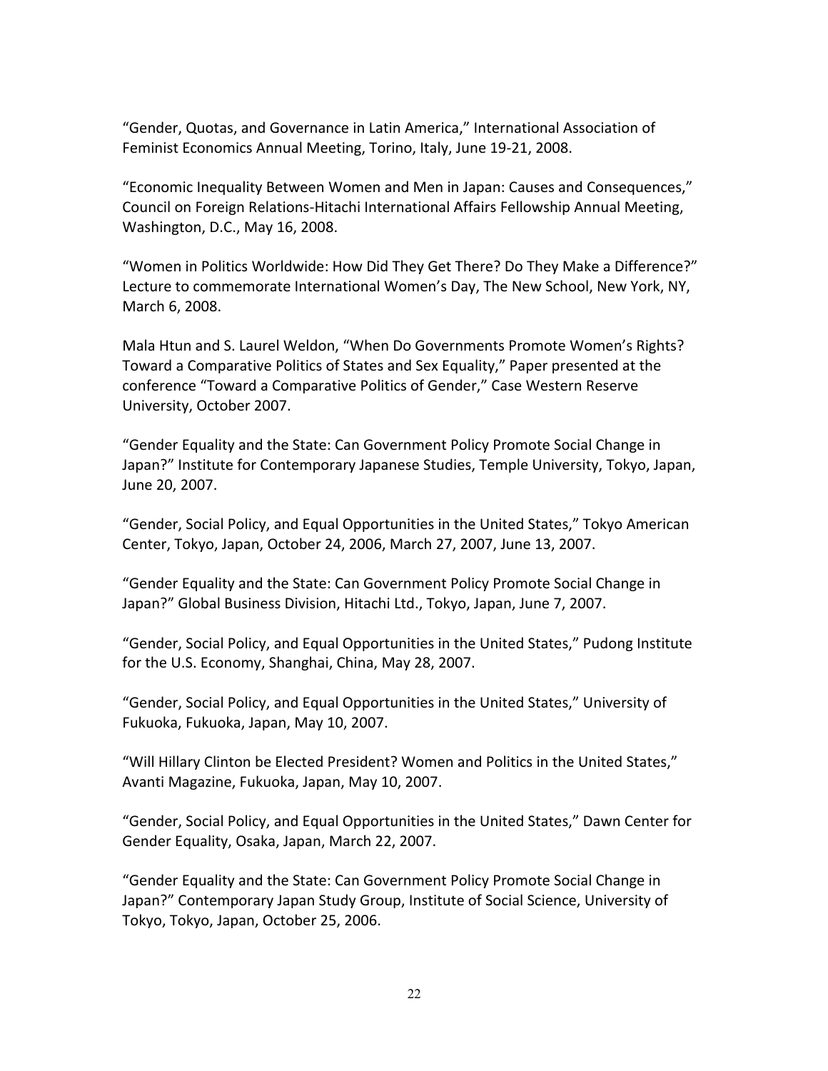“Gender, Quotas, and Governance in Latin America,” International Association of Feminist Economics Annual Meeting, Torino, Italy, June 19-21, 2008.

“Economic Inequality Between Women and Men in Japan: Causes and Consequences,” Council on Foreign Relations-Hitachi International Affairs Fellowship Annual Meeting, Washington, D.C., May 16, 2008.

“Women in Politics Worldwide: How Did They Get There? Do They Make a Difference?” Lecture to commemorate International Women’s Day, The New School, New York, NY, March 6, 2008.

Mala Htun and S. Laurel Weldon, “When Do Governments Promote Women’s Rights? Toward a Comparative Politics of States and Sex Equality,” Paper presented at the conference “Toward a Comparative Politics of Gender,” Case Western Reserve University, October 2007.

“Gender Equality and the State: Can Government Policy Promote Social Change in Japan?” Institute for Contemporary Japanese Studies, Temple University, Tokyo, Japan, June 20, 2007.

“Gender, Social Policy, and Equal Opportunities in the United States,” Tokyo American Center, Tokyo, Japan, October 24, 2006, March 27, 2007, June 13, 2007.

“Gender Equality and the State: Can Government Policy Promote Social Change in Japan?” Global Business Division, Hitachi Ltd., Tokyo, Japan, June 7, 2007.

“Gender, Social Policy, and Equal Opportunities in the United States,” Pudong Institute for the U.S. Economy, Shanghai, China, May 28, 2007.

“Gender, Social Policy, and Equal Opportunities in the United States,” University of Fukuoka, Fukuoka, Japan, May 10, 2007.

“Will Hillary Clinton be Elected President? Women and Politics in the United States,” Avanti Magazine, Fukuoka, Japan, May 10, 2007.

“Gender, Social Policy, and Equal Opportunities in the United States,” Dawn Center for Gender Equality, Osaka, Japan, March 22, 2007.

“Gender Equality and the State: Can Government Policy Promote Social Change in Japan?” Contemporary Japan Study Group, Institute of Social Science, University of Tokyo, Tokyo, Japan, October 25, 2006.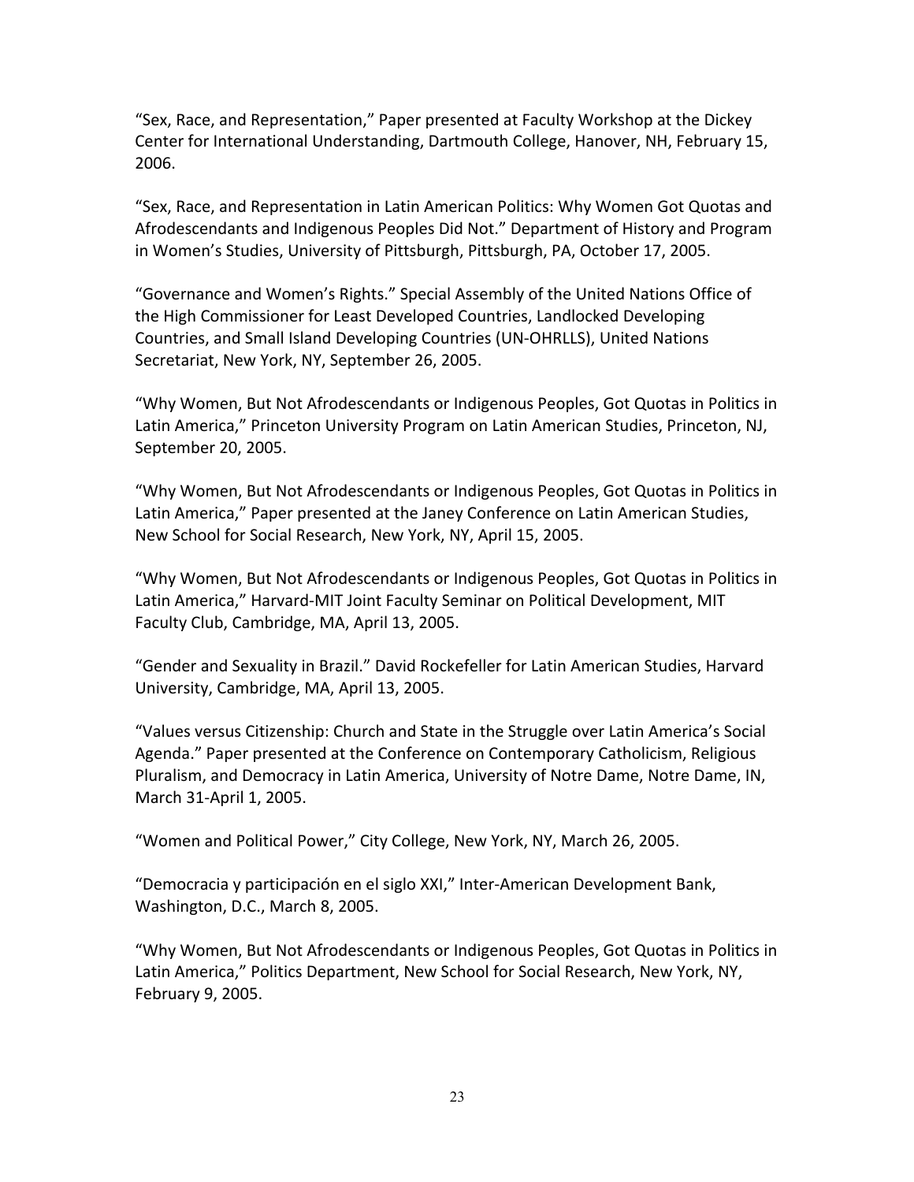"Sex, Race, and Representation," Paper presented at Faculty Workshop at the Dickey Center for International Understanding, Dartmouth College, Hanover, NH, February 15, 2006.

"Sex, Race, and Representation in Latin American Politics: Why Women Got Quotas and Afrodescendants and Indigenous Peoples Did Not." Department of History and Program in Women's Studies, University of Pittsburgh, Pittsburgh, PA, October 17, 2005.

"Governance and Women's Rights." Special Assembly of the United Nations Office of the High Commissioner for Least Developed Countries, Landlocked Developing Countries, and Small Island Developing Countries (UN-OHRLLS), United Nations Secretariat, New York, NY, September 26, 2005.

"Why Women, But Not Afrodescendants or Indigenous Peoples, Got Quotas in Politics in Latin America," Princeton University Program on Latin American Studies, Princeton, NJ, September 20, 2005.

"Why Women, But Not Afrodescendants or Indigenous Peoples, Got Quotas in Politics in Latin America," Paper presented at the Janey Conference on Latin American Studies, New School for Social Research, New York, NY, April 15, 2005.

"Why Women, But Not Afrodescendants or Indigenous Peoples, Got Quotas in Politics in Latin America," Harvard-MIT Joint Faculty Seminar on Political Development, MIT Faculty Club, Cambridge, MA, April 13, 2005.

"Gender and Sexuality in Brazil." David Rockefeller for Latin American Studies, Harvard University, Cambridge, MA, April 13, 2005.

"Values versus Citizenship: Church and State in the Struggle over Latin America's Social Agenda." Paper presented at the Conference on Contemporary Catholicism, Religious Pluralism, and Democracy in Latin America, University of Notre Dame, Notre Dame, IN, March 31-April 1, 2005.

"Women and Political Power," City College, New York, NY, March 26, 2005.

"Democracia y participación en el siglo XXI," Inter-American Development Bank, Washington, D.C., March 8, 2005.

"Why Women, But Not Afrodescendants or Indigenous Peoples, Got Quotas in Politics in Latin America," Politics Department, New School for Social Research, New York, NY, February 9, 2005.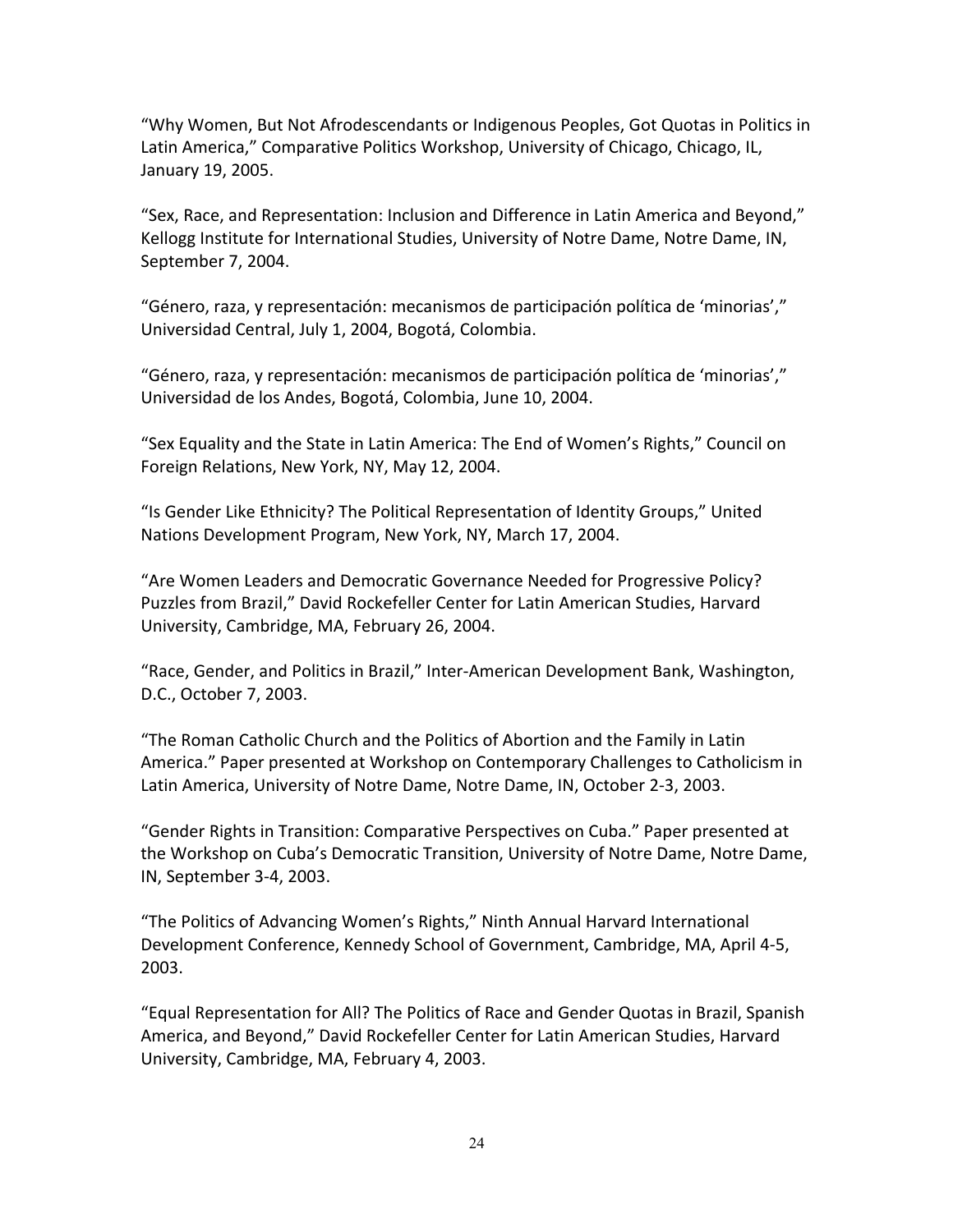"Why Women, But Not Afrodescendants or Indigenous Peoples, Got Quotas in Politics in Latin America," Comparative Politics Workshop, University of Chicago, Chicago, IL, January 19, 2005.

"Sex, Race, and Representation: Inclusion and Difference in Latin America and Beyond," Kellogg Institute for International Studies, University of Notre Dame, Notre Dame, IN, September 7, 2004.

"Género, raza, y representación: mecanismos de participación política de 'minorias'," Universidad Central, July 1, 2004, Bogotá, Colombia.

"Género, raza, y representación: mecanismos de participación política de 'minorias'," Universidad de los Andes, Bogotá, Colombia, June 10, 2004.

"Sex Equality and the State in Latin America: The End of Women's Rights," Council on Foreign Relations, New York, NY, May 12, 2004.

"Is Gender Like Ethnicity? The Political Representation of Identity Groups," United Nations Development Program, New York, NY, March 17, 2004.

"Are Women Leaders and Democratic Governance Needed for Progressive Policy? Puzzles from Brazil," David Rockefeller Center for Latin American Studies, Harvard University, Cambridge, MA, February 26, 2004.

"Race, Gender, and Politics in Brazil," Inter-American Development Bank, Washington, D.C., October 7, 2003.

"The Roman Catholic Church and the Politics of Abortion and the Family in Latin America." Paper presented at Workshop on Contemporary Challenges to Catholicism in Latin America, University of Notre Dame, Notre Dame, IN, October 2-3, 2003.

"Gender Rights in Transition: Comparative Perspectives on Cuba." Paper presented at the Workshop on Cuba's Democratic Transition, University of Notre Dame, Notre Dame, IN, September 3-4, 2003.

"The Politics of Advancing Women's Rights," Ninth Annual Harvard International Development Conference, Kennedy School of Government, Cambridge, MA, April 4-5, 2003.

"Equal Representation for All? The Politics of Race and Gender Quotas in Brazil, Spanish America, and Beyond," David Rockefeller Center for Latin American Studies, Harvard University, Cambridge, MA, February 4, 2003.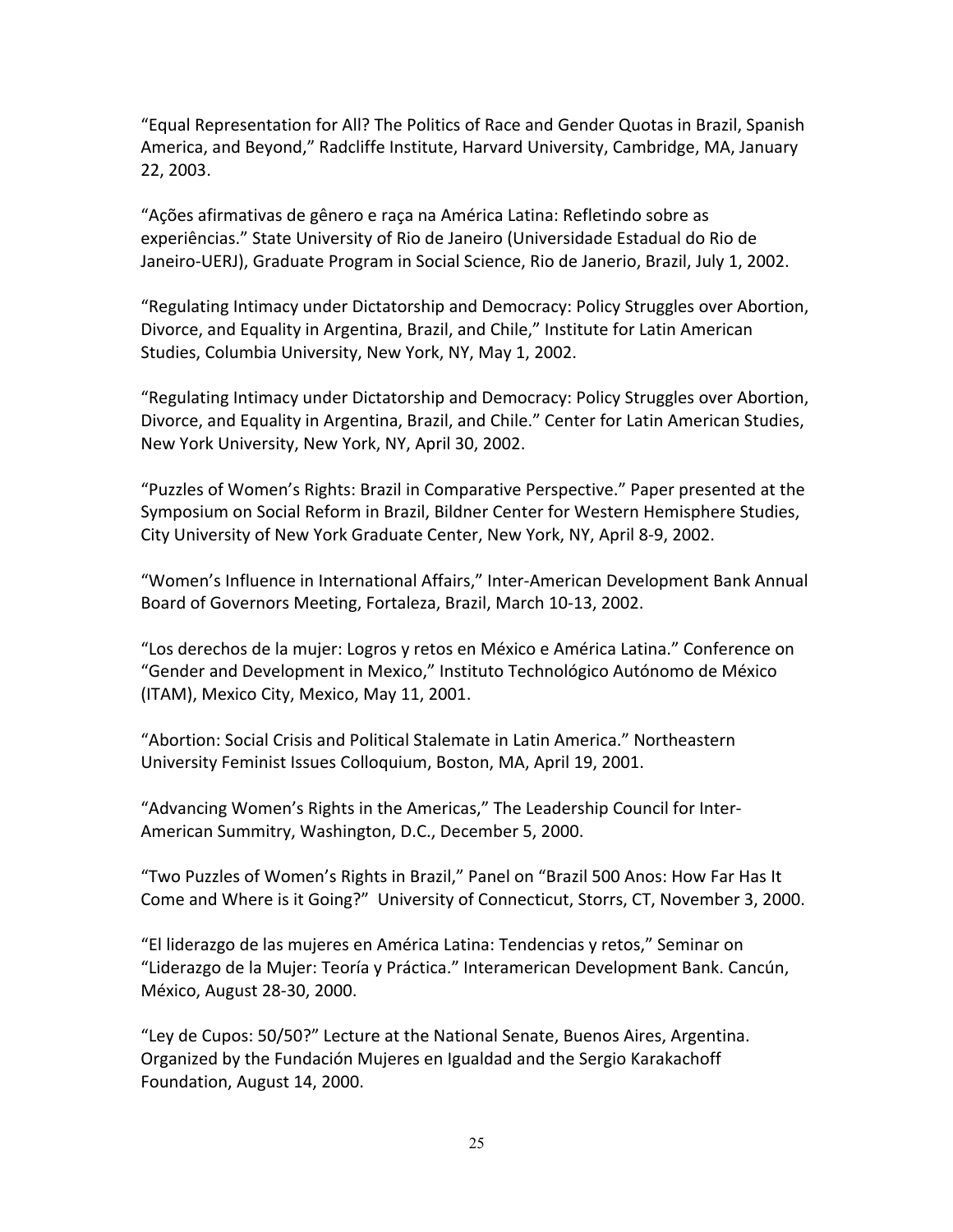"Equal Representation for All? The Politics of Race and Gender Quotas in Brazil, Spanish America, and Beyond," Radcliffe Institute, Harvard University, Cambridge, MA, January 22, 2003.

"Ações afirmativas de gênero e raça na América Latina: Refletindo sobre as experiências." State University of Rio de Janeiro (Universidade Estadual do Rio de Janeiro-UERJ), Graduate Program in Social Science, Rio de Janerio, Brazil, July 1, 2002.

"Regulating Intimacy under Dictatorship and Democracy: Policy Struggles over Abortion, Divorce, and Equality in Argentina, Brazil, and Chile," Institute for Latin American Studies, Columbia University, New York, NY, May 1, 2002.

"Regulating Intimacy under Dictatorship and Democracy: Policy Struggles over Abortion, Divorce, and Equality in Argentina, Brazil, and Chile." Center for Latin American Studies, New York University, New York, NY, April 30, 2002.

"Puzzles of Women's Rights: Brazil in Comparative Perspective." Paper presented at the Symposium on Social Reform in Brazil, Bildner Center for Western Hemisphere Studies, City University of New York Graduate Center, New York, NY, April 8-9, 2002.

"Women's Influence in International Affairs," Inter-American Development Bank Annual Board of Governors Meeting, Fortaleza, Brazil, March 10-13, 2002.

"Los derechos de la mujer: Logros y retos en México e América Latina." Conference on "Gender and Development in Mexico," Instituto Technológico Autónomo de México (ITAM), Mexico City, Mexico, May 11, 2001.

"Abortion: Social Crisis and Political Stalemate in Latin America." Northeastern University Feminist Issues Colloquium, Boston, MA, April 19, 2001.

"Advancing Women's Rights in the Americas," The Leadership Council for Inter-American Summitry, Washington, D.C., December 5, 2000.

"Two Puzzles of Women's Rights in Brazil," Panel on "Brazil 500 Anos: How Far Has It Come and Where is it Going?" University of Connecticut, Storrs, CT, November 3, 2000.

"El liderazgo de las mujeres en América Latina: Tendencias y retos," Seminar on "Liderazgo de la Mujer: Teoría y Práctica." Interamerican Development Bank. Cancún, México, August 28-30, 2000.

"Ley de Cupos: 50/50?" Lecture at the National Senate, Buenos Aires, Argentina. Organized by the Fundación Mujeres en Igualdad and the Sergio Karakachoff Foundation, August 14, 2000.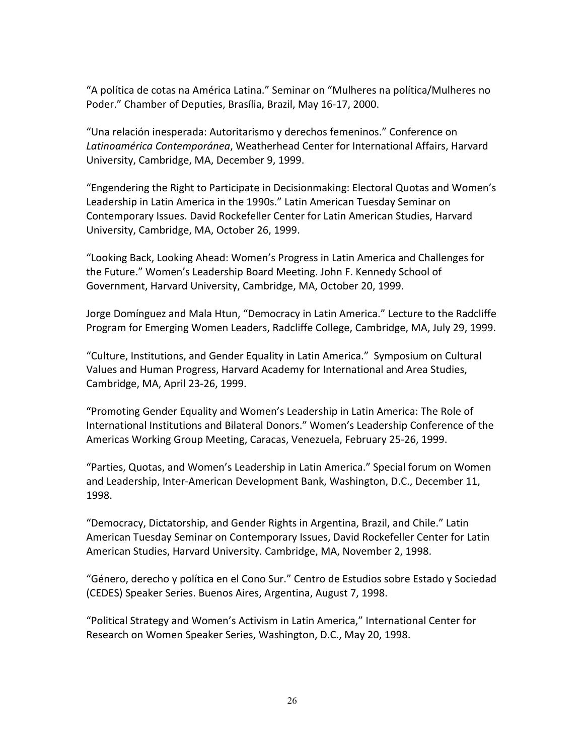"A política de cotas na América Latina." Seminar on "Mulheres na política/Mulheres no Poder." Chamber of Deputies, Brasília, Brazil, May 16-17, 2000.

"Una relación inesperada: Autoritarismo y derechos femeninos." Conference on *Latinoamérica Contemporánea*, Weatherhead Center for International Affairs, Harvard University, Cambridge, MA, December 9, 1999.

"Engendering the Right to Participate in Decisionmaking: Electoral Quotas and Women's Leadership in Latin America in the 1990s." Latin American Tuesday Seminar on Contemporary Issues. David Rockefeller Center for Latin American Studies, Harvard University, Cambridge, MA, October 26, 1999.

"Looking Back, Looking Ahead: Women's Progress in Latin America and Challenges for the Future." Women's Leadership Board Meeting. John F. Kennedy School of Government, Harvard University, Cambridge, MA, October 20, 1999.

Jorge Domínguez and Mala Htun, "Democracy in Latin America." Lecture to the Radcliffe Program for Emerging Women Leaders, Radcliffe College, Cambridge, MA, July 29, 1999.

"Culture, Institutions, and Gender Equality in Latin America." Symposium on Cultural Values and Human Progress, Harvard Academy for International and Area Studies, Cambridge, MA, April 23-26, 1999.

"Promoting Gender Equality and Women's Leadership in Latin America: The Role of International Institutions and Bilateral Donors." Women's Leadership Conference of the Americas Working Group Meeting, Caracas, Venezuela, February 25-26, 1999.

"Parties, Quotas, and Women's Leadership in Latin America." Special forum on Women and Leadership, Inter-American Development Bank, Washington, D.C., December 11, 1998.

"Democracy, Dictatorship, and Gender Rights in Argentina, Brazil, and Chile." Latin American Tuesday Seminar on Contemporary Issues, David Rockefeller Center for Latin American Studies, Harvard University. Cambridge, MA, November 2, 1998.

"Género, derecho y política en el Cono Sur." Centro de Estudios sobre Estado y Sociedad (CEDES) Speaker Series. Buenos Aires, Argentina, August 7, 1998.

"Political Strategy and Women's Activism in Latin America," International Center for Research on Women Speaker Series, Washington, D.C., May 20, 1998.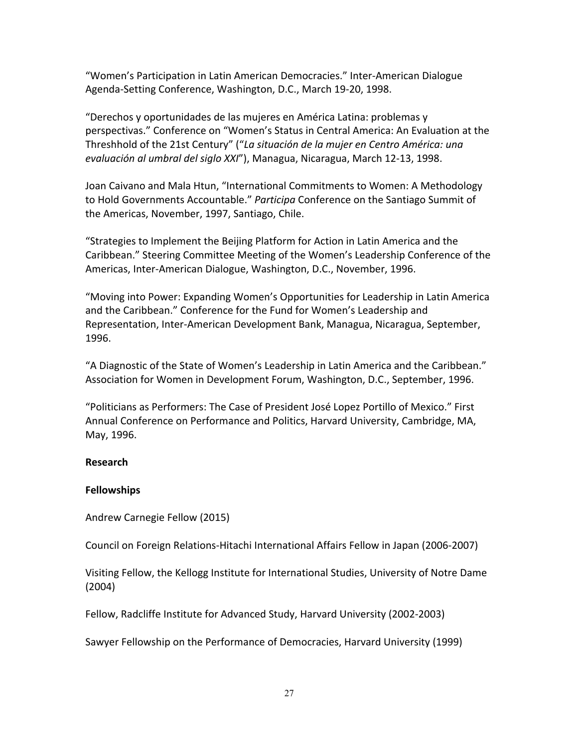"Women's Participation in Latin American Democracies." Inter-American Dialogue Agenda-Setting Conference, Washington, D.C., March 19-20, 1998.

"Derechos y oportunidades de las mujeres en América Latina: problemas y perspectivas." Conference on "Women's Status in Central America: An Evaluation at the Threshhold of the 21st Century" ("*La situación de la mujer en Centro América: una evaluación al umbral del siglo XXI*"), Managua, Nicaragua, March 12-13, 1998.

Joan Caivano and Mala Htun, "International Commitments to Women: A Methodology to Hold Governments Accountable." *Participa* Conference on the Santiago Summit of the Americas, November, 1997, Santiago, Chile.

"Strategies to Implement the Beijing Platform for Action in Latin America and the Caribbean." Steering Committee Meeting of the Women's Leadership Conference of the Americas, Inter-American Dialogue, Washington, D.C., November, 1996.

"Moving into Power: Expanding Women's Opportunities for Leadership in Latin America and the Caribbean." Conference for the Fund for Women's Leadership and Representation, Inter-American Development Bank, Managua, Nicaragua, September, 1996.

"A Diagnostic of the State of Women's Leadership in Latin America and the Caribbean." Association for Women in Development Forum, Washington, D.C., September, 1996.

"Politicians as Performers: The Case of President José Lopez Portillo of Mexico." First Annual Conference on Performance and Politics, Harvard University, Cambridge, MA, May, 1996.

**Research**

**Fellowships**

Andrew Carnegie Fellow (2015)

Council on Foreign Relations-Hitachi International Affairs Fellow in Japan (2006-2007)

Visiting Fellow, the Kellogg Institute for International Studies, University of Notre Dame (2004)

Fellow, Radcliffe Institute for Advanced Study, Harvard University (2002-2003)

Sawyer Fellowship on the Performance of Democracies, Harvard University (1999)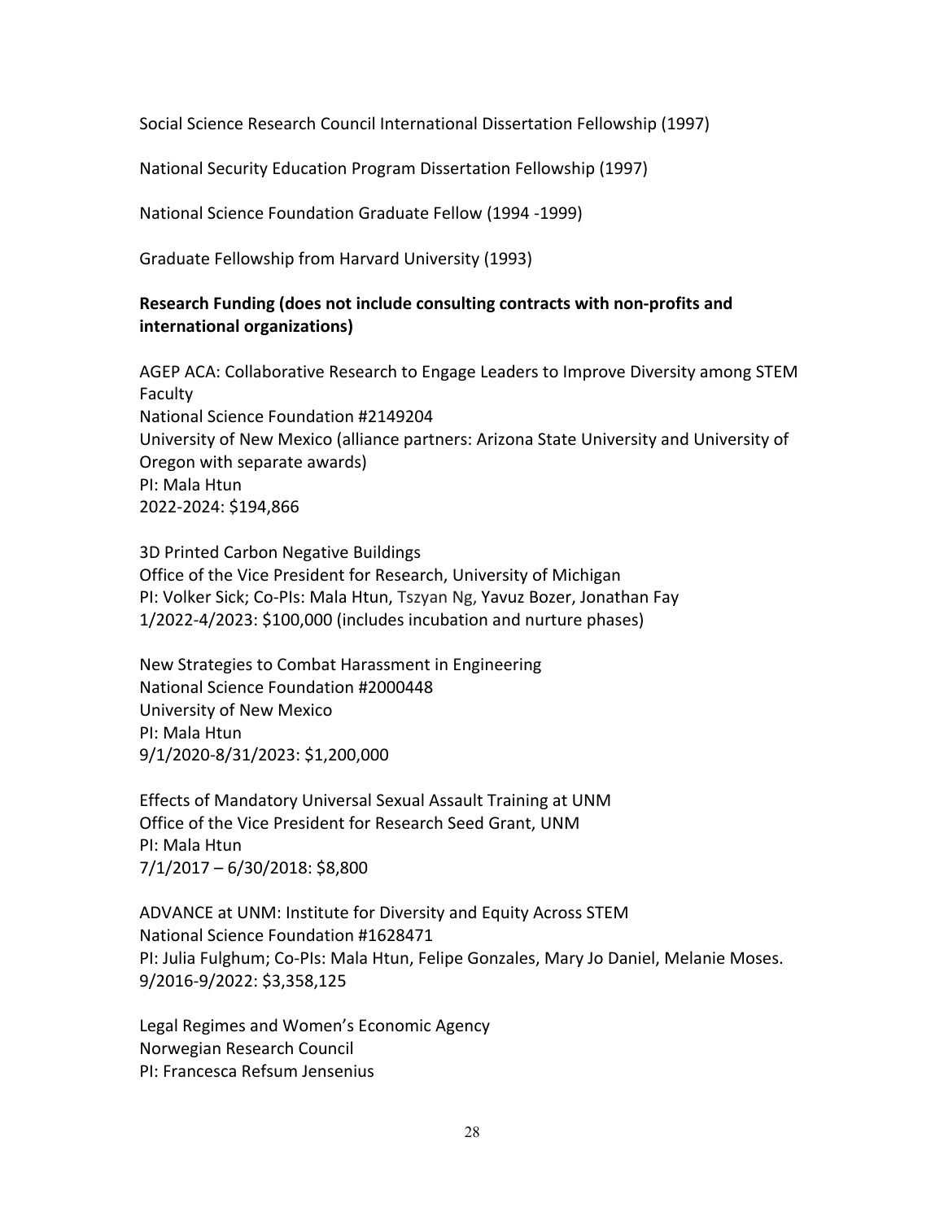Social Science Research Council International Dissertation Fellowship (1997)

National Security Education Program Dissertation Fellowship (1997)

National Science Foundation Graduate Fellow (1994 -1999)

Graduate Fellowship from Harvard University (1993)

**Research Funding (does not include consulting contracts with non-profits and international organizations)**

AGEP ACA: Collaborative Research to Engage Leaders to Improve Diversity among STEM Faculty
National Science Foundation #2149204
University of New Mexico (alliance partners: Arizona State University and University of Oregon with separate awards)
PI: Mala Htun
2022-2024: $194,866

3D Printed Carbon Negative Buildings
Office of the Vice President for Research, University of Michigan
PI: Volker Sick; Co-PIs: Mala Htun, Tszyan Ng, Yavuz Bozer, Jonathan Fay
1/2022-4/2023: $100,000 (includes incubation and nurture phases)

New Strategies to Combat Harassment in Engineering
National Science Foundation #2000448
University of New Mexico
PI: Mala Htun
9/1/2020-8/31/2023: $1,200,000

Effects of Mandatory Universal Sexual Assault Training at UNM
Office of the Vice President for Research Seed Grant, UNM
PI: Mala Htun
7/1/2017 – 6/30/2018: $8,800

ADVANCE at UNM: Institute for Diversity and Equity Across STEM
National Science Foundation #1628471
PI: Julia Fulghum; Co-PIs: Mala Htun, Felipe Gonzales, Mary Jo Daniel, Melanie Moses.
9/2016-9/2022: $3,358,125

Legal Regimes and Women's Economic Agency
Norwegian Research Council
PI: Francesca Refsum Jensenius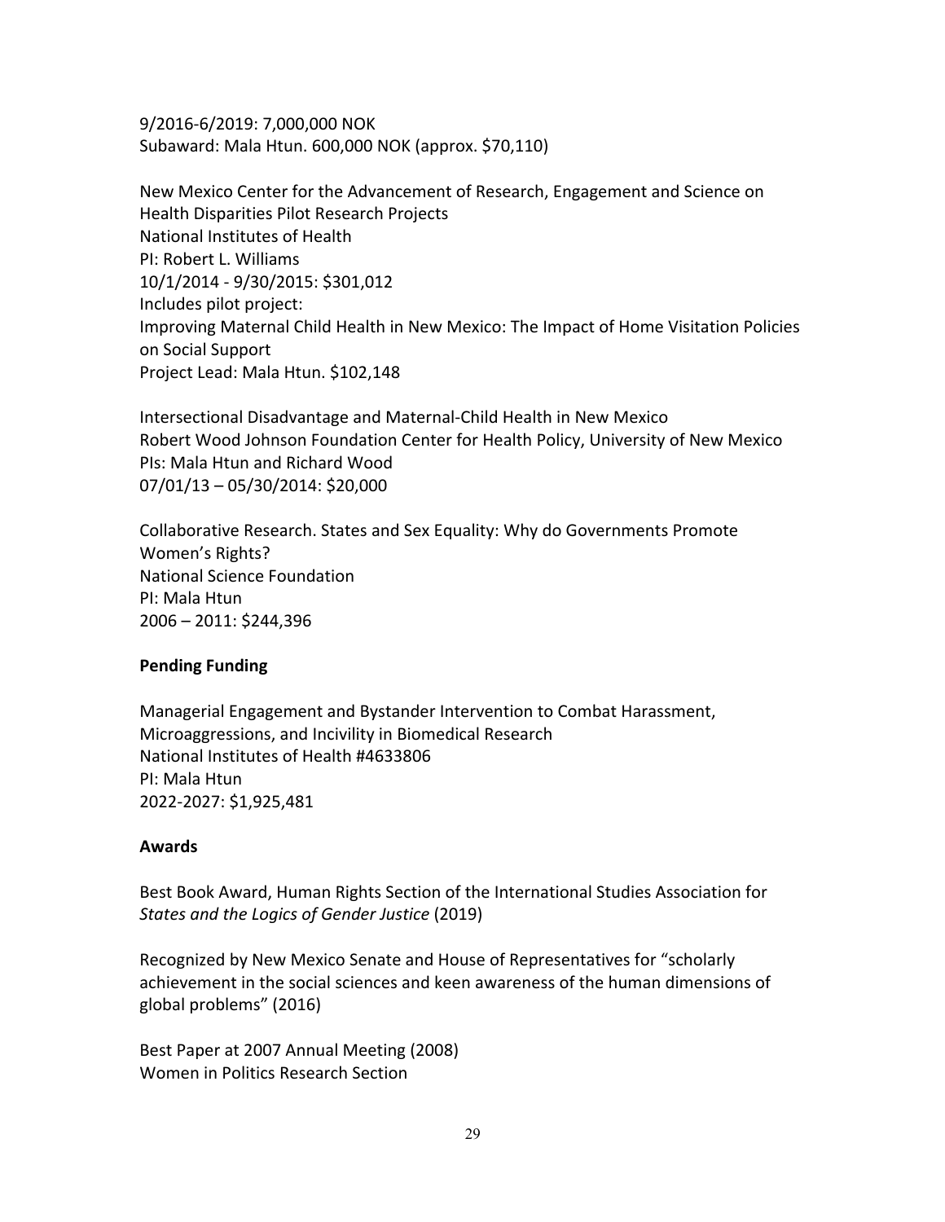9/2016-6/2019: 7,000,000 NOK
Subaward: Mala Htun. 600,000 NOK (approx. $70,110)

New Mexico Center for the Advancement of Research, Engagement and Science on Health Disparities Pilot Research Projects
National Institutes of Health
PI: Robert L. Williams
10/1/2014 - 9/30/2015: $301,012
Includes pilot project:
Improving Maternal Child Health in New Mexico: The Impact of Home Visitation Policies on Social Support
Project Lead: Mala Htun. $102,148

Intersectional Disadvantage and Maternal-Child Health in New Mexico
Robert Wood Johnson Foundation Center for Health Policy, University of New Mexico
PIs: Mala Htun and Richard Wood
07/01/13 – 05/30/2014: $20,000

Collaborative Research. States and Sex Equality: Why do Governments Promote Women's Rights?
National Science Foundation
PI: Mala Htun
2006 – 2011: $244,396

**Pending Funding**

Managerial Engagement and Bystander Intervention to Combat Harassment, Microaggressions, and Incivility in Biomedical Research
National Institutes of Health #4633806
PI: Mala Htun
2022-2027: $1,925,481

**Awards**

Best Book Award, Human Rights Section of the International Studies Association for *States and the Logics of Gender Justice* (2019)

Recognized by New Mexico Senate and House of Representatives for "scholarly achievement in the social sciences and keen awareness of the human dimensions of global problems" (2016)

Best Paper at 2007 Annual Meeting (2008)
Women in Politics Research Section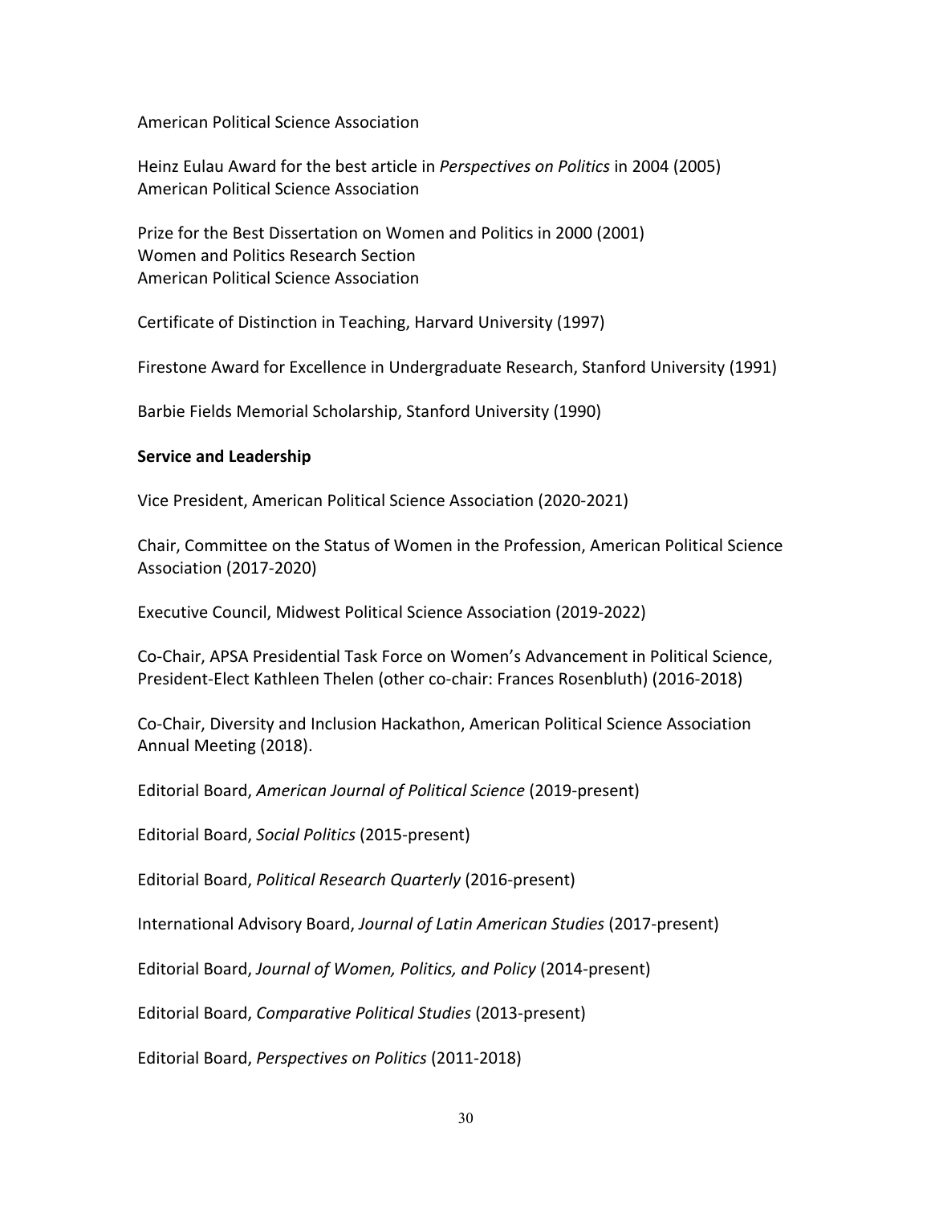American Political Science Association

Heinz Eulau Award for the best article in *Perspectives on Politics* in 2004 (2005)
American Political Science Association

Prize for the Best Dissertation on Women and Politics in 2000 (2001)
Women and Politics Research Section
American Political Science Association

Certificate of Distinction in Teaching, Harvard University (1997)

Firestone Award for Excellence in Undergraduate Research, Stanford University (1991)

Barbie Fields Memorial Scholarship, Stanford University (1990)

**Service and Leadership**

Vice President, American Political Science Association (2020-2021)

Chair, Committee on the Status of Women in the Profession, American Political Science Association (2017-2020)

Executive Council, Midwest Political Science Association (2019-2022)

Co-Chair, APSA Presidential Task Force on Women's Advancement in Political Science, President-Elect Kathleen Thelen (other co-chair: Frances Rosenbluth) (2016-2018)

Co-Chair, Diversity and Inclusion Hackathon, American Political Science Association Annual Meeting (2018).

Editorial Board, *American Journal of Political Science* (2019-present)

Editorial Board, *Social Politics* (2015-present)

Editorial Board, *Political Research Quarterly* (2016-present)

International Advisory Board, *Journal of Latin American Studies* (2017-present)

Editorial Board, *Journal of Women, Politics, and Policy* (2014-present)

Editorial Board, *Comparative Political Studies* (2013-present)

Editorial Board, *Perspectives on Politics* (2011-2018)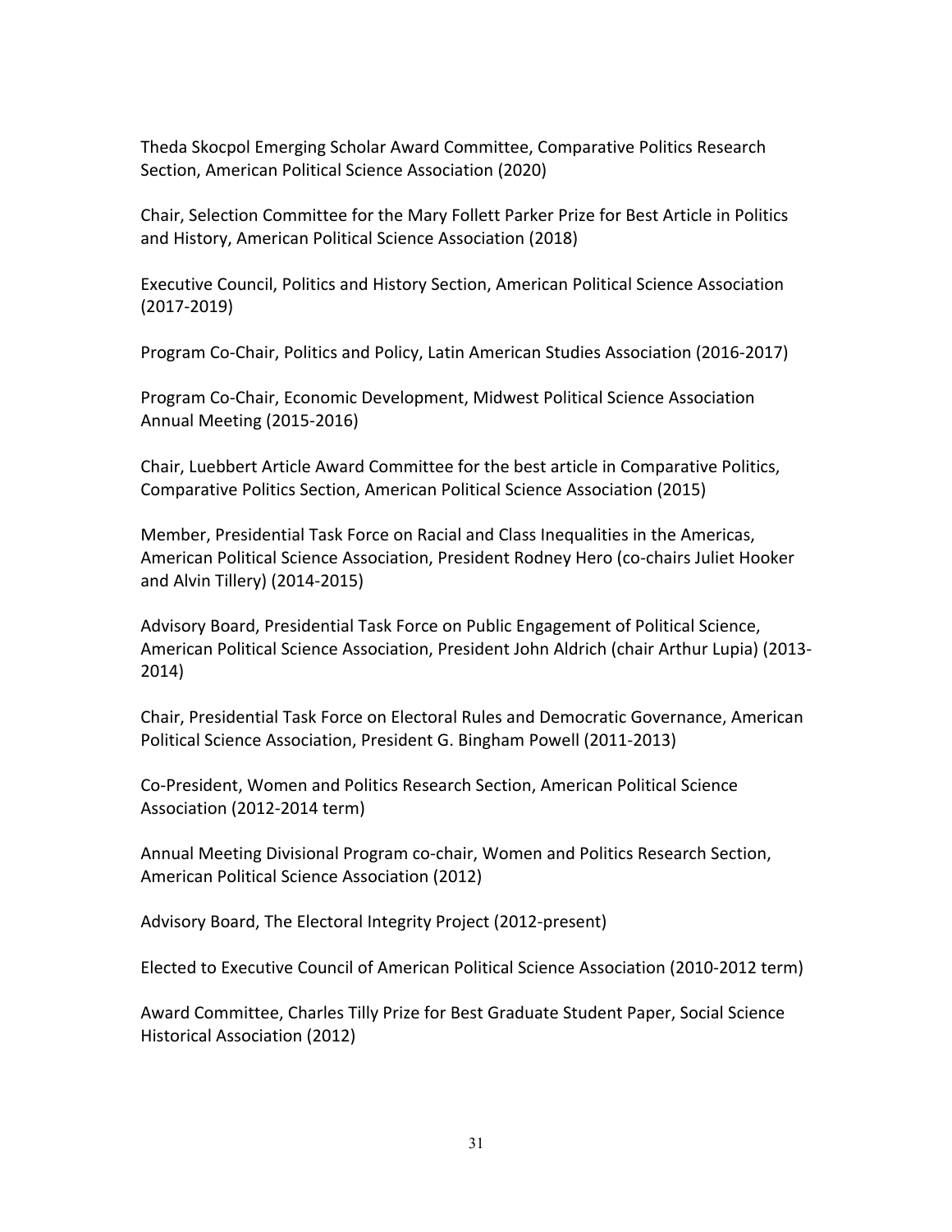Theda Skocpol Emerging Scholar Award Committee, Comparative Politics Research Section, American Political Science Association (2020)

Chair, Selection Committee for the Mary Follett Parker Prize for Best Article in Politics and History, American Political Science Association (2018)

Executive Council, Politics and History Section, American Political Science Association (2017-2019)

Program Co-Chair, Politics and Policy, Latin American Studies Association (2016-2017)

Program Co-Chair, Economic Development, Midwest Political Science Association Annual Meeting (2015-2016)

Chair, Luebbert Article Award Committee for the best article in Comparative Politics, Comparative Politics Section, American Political Science Association (2015)

Member, Presidential Task Force on Racial and Class Inequalities in the Americas, American Political Science Association, President Rodney Hero (co-chairs Juliet Hooker and Alvin Tillery) (2014-2015)

Advisory Board, Presidential Task Force on Public Engagement of Political Science, American Political Science Association, President John Aldrich (chair Arthur Lupia) (2013-2014)

Chair, Presidential Task Force on Electoral Rules and Democratic Governance, American Political Science Association, President G. Bingham Powell (2011-2013)

Co-President, Women and Politics Research Section, American Political Science Association (2012-2014 term)

Annual Meeting Divisional Program co-chair, Women and Politics Research Section, American Political Science Association (2012)

Advisory Board, The Electoral Integrity Project (2012-present)

Elected to Executive Council of American Political Science Association (2010-2012 term)

Award Committee, Charles Tilly Prize for Best Graduate Student Paper, Social Science Historical Association (2012)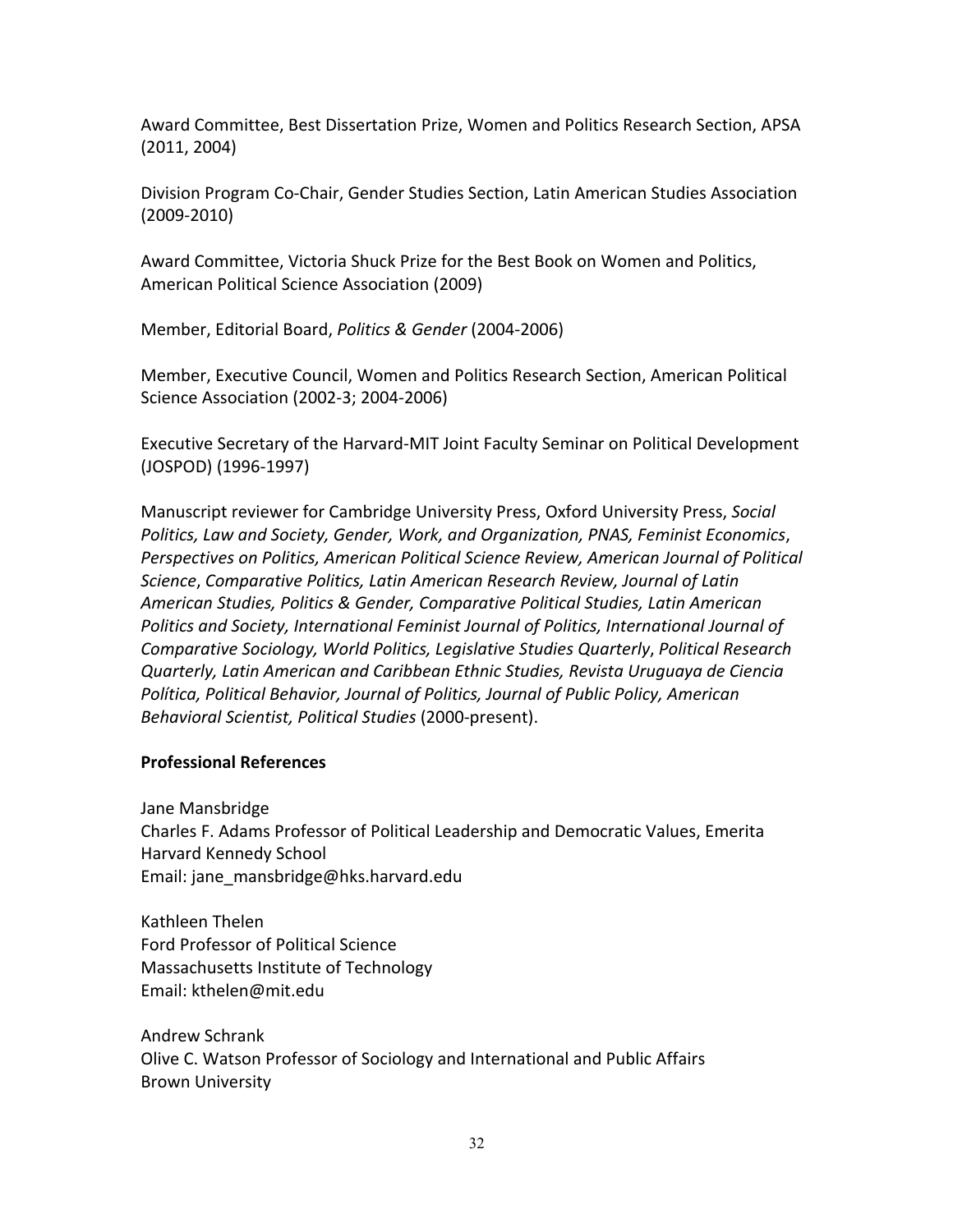Award Committee, Best Dissertation Prize, Women and Politics Research Section, APSA (2011, 2004)

Division Program Co-Chair, Gender Studies Section, Latin American Studies Association (2009-2010)

Award Committee, Victoria Shuck Prize for the Best Book on Women and Politics, American Political Science Association (2009)

Member, Editorial Board, *Politics & Gender* (2004-2006)

Member, Executive Council, Women and Politics Research Section, American Political Science Association (2002-3; 2004-2006)

Executive Secretary of the Harvard-MIT Joint Faculty Seminar on Political Development (JOSPOD) (1996-1997)

Manuscript reviewer for Cambridge University Press, Oxford University Press, *Social Politics, Law and Society, Gender, Work, and Organization, PNAS, Feminist Economics*, *Perspectives on Politics, American Political Science Review, American Journal of Political Science*, *Comparative Politics, Latin American Research Review, Journal of Latin American Studies, Politics & Gender, Comparative Political Studies, Latin American Politics and Society, International Feminist Journal of Politics, International Journal of Comparative Sociology, World Politics, Legislative Studies Quarterly*, *Political Research Quarterly, Latin American and Caribbean Ethnic Studies, Revista Uruguaya de Ciencia Política, Political Behavior, Journal of Politics, Journal of Public Policy, American Behavioral Scientist, Political Studies* (2000-present).

**Professional References**

Jane Mansbridge
Charles F. Adams Professor of Political Leadership and Democratic Values, Emerita
Harvard Kennedy School
Email: jane_mansbridge@hks.harvard.edu

Kathleen Thelen
Ford Professor of Political Science
Massachusetts Institute of Technology
Email: kthelen@mit.edu

Andrew Schrank
Olive C. Watson Professor of Sociology and International and Public Affairs
Brown University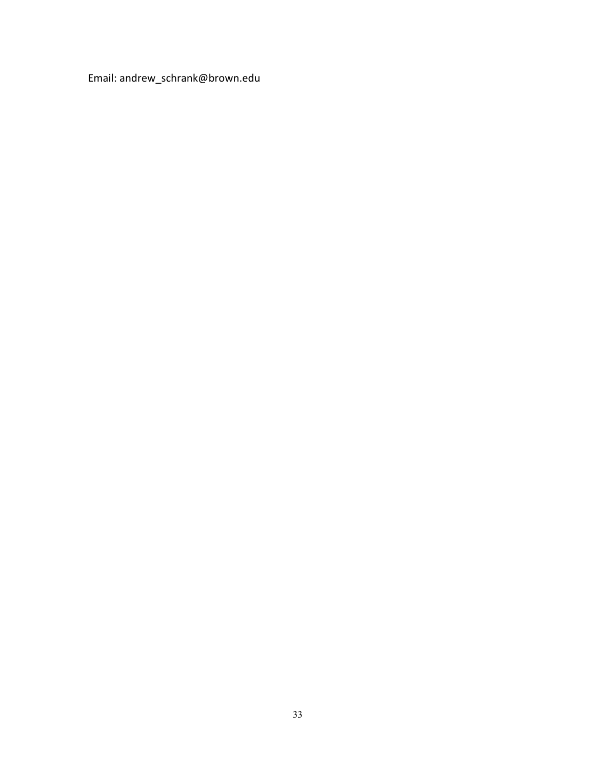Email: andrew_schrank@brown.edu